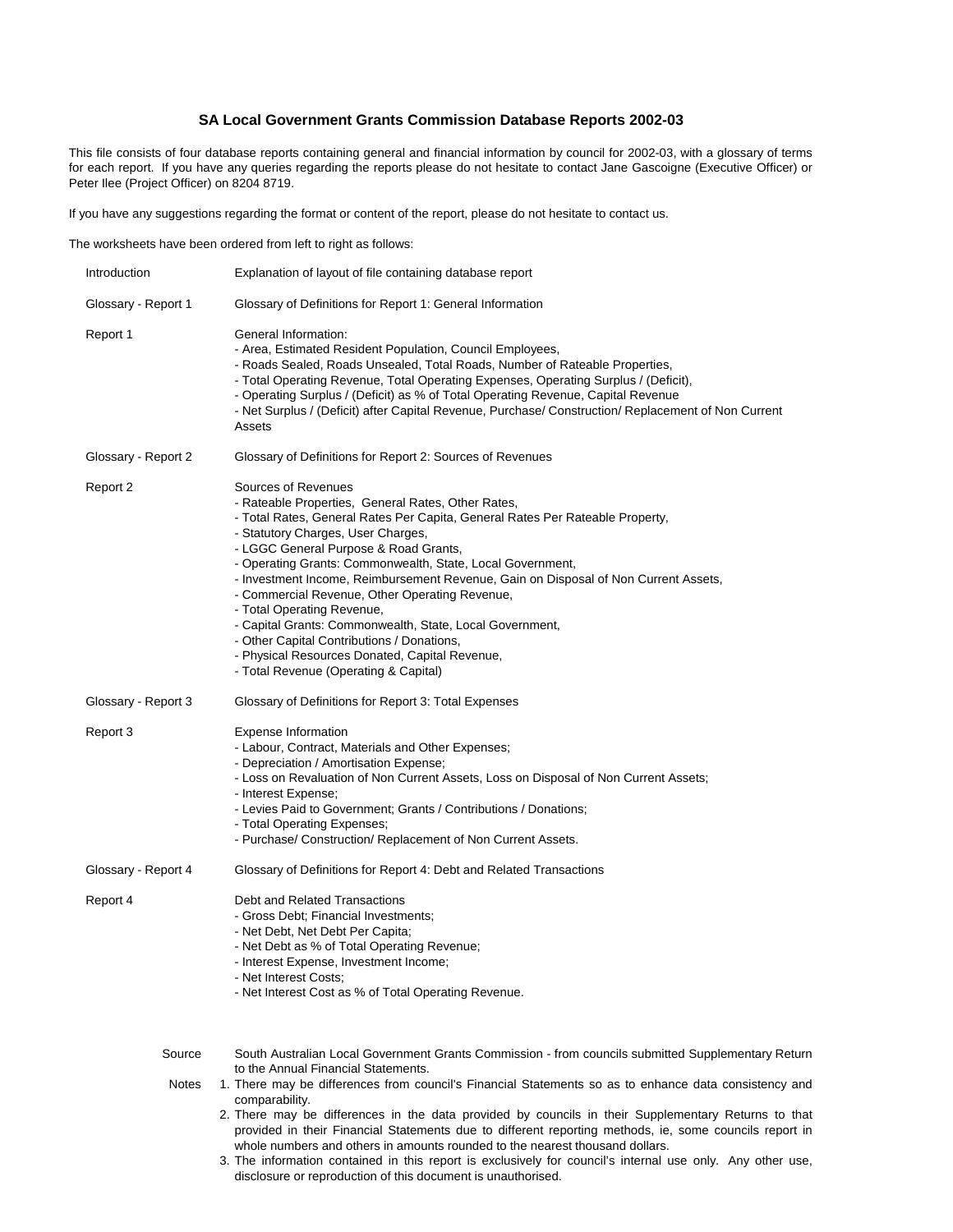# SA Local Government Grants Commission Database Reports 2002-03

This file consists of four database reports containing general and financial information by council for 2002-03, with a glossary of terms for each report. If you have any queries regarding the reports please do not hesitate to contact Jane Gascoigne (Executive Officer) or Peter Ilee (Project Officer) on 8204 8719.

If you have any suggestions regarding the format or content of the report, please do not hesitate to contact us.

The worksheets have been ordered from left to right as follows:

| | |
|---|---|
| Introduction | Explanation of layout of file containing database report |
| Glossary - Report 1 | Glossary of Definitions for Report 1: General Information |
| Report 1 | General Information:<br>- Area, Estimated Resident Population, Council Employees,<br>- Roads Sealed, Roads Unsealed, Total Roads, Number of Rateable Properties,<br>- Total Operating Revenue, Total Operating Expenses, Operating Surplus / (Deficit),<br>- Operating Surplus / (Deficit) as % of Total Operating Revenue, Capital Revenue<br>- Net Surplus / (Deficit) after Capital Revenue, Purchase/ Construction/ Replacement of Non Current Assets |
| Glossary - Report 2 | Glossary of Definitions for Report 2: Sources of Revenues |
| Report 2 | Sources of Revenues<br>- Rateable Properties, General Rates, Other Rates,<br>- Total Rates, General Rates Per Capita, General Rates Per Rateable Property,<br>- Statutory Charges, User Charges,<br>- LGGC General Purpose & Road Grants,<br>- Operating Grants: Commonwealth, State, Local Government,<br>- Investment Income, Reimbursement Revenue, Gain on Disposal of Non Current Assets,<br>- Commercial Revenue, Other Operating Revenue,<br>- Total Operating Revenue,<br>- Capital Grants: Commonwealth, State, Local Government,<br>- Other Capital Contributions / Donations,<br>- Physical Resources Donated, Capital Revenue,<br>- Total Revenue (Operating & Capital) |
| Glossary - Report 3 | Glossary of Definitions for Report 3: Total Expenses |
| Report 3 | Expense Information<br>- Labour, Contract, Materials and Other Expenses;<br>- Depreciation / Amortisation Expense;<br>- Loss on Revaluation of Non Current Assets, Loss on Disposal of Non Current Assets;<br>- Interest Expense;<br>- Levies Paid to Government; Grants / Contributions / Donations;<br>- Total Operating Expenses;<br>- Purchase/ Construction/ Replacement of Non Current Assets. |
| Glossary - Report 4 | Glossary of Definitions for Report 4: Debt and Related Transactions |
| Report 4 | Debt and Related Transactions<br>- Gross Debt; Financial Investments;<br>- Net Debt, Net Debt Per Capita;<br>- Net Debt as % of Total Operating Revenue;<br>- Interest Expense, Investment Income;<br>- Net Interest Costs;<br>- Net Interest Cost as % of Total Operating Revenue. |

Source: South Australian Local Government Grants Commission - from councils submitted Supplementary Return to the Annual Financial Statements.

Notes:

1. There may be differences from council's Financial Statements so as to enhance data consistency and comparability.
2. There may be differences in the data provided by councils in their Supplementary Returns to that provided in their Financial Statements due to different reporting methods, ie, some councils report in whole numbers and others in amounts rounded to the nearest thousand dollars.
3. The information contained in this report is exclusively for council's internal use only. Any other use, disclosure or reproduction of this document is unauthorised.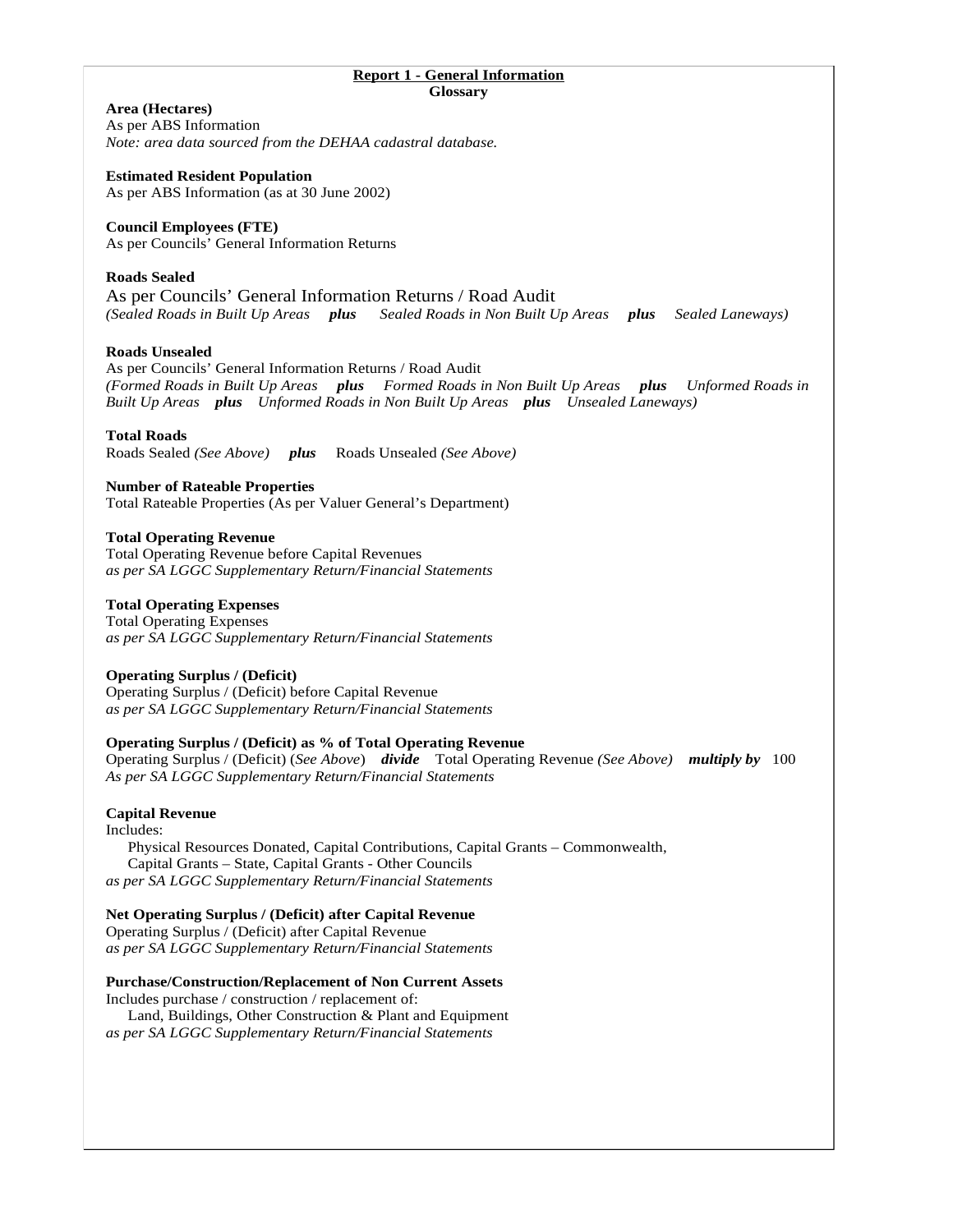## Report 1 - General Information

### Glossary

**Area (Hectares)**
As per ABS Information
*Note: area data sourced from the DEHAA cadastral database.*

**Estimated Resident Population**
As per ABS Information (as at 30 June 2002)

**Council Employees (FTE)**
As per Councils' General Information Returns

**Roads Sealed**
As per Councils' General Information Returns / Road Audit
*(Sealed Roads in Built Up Areas* ***plus*** *Sealed Roads in Non Built Up Areas* ***plus*** *Sealed Laneways)*

**Roads Unsealed**
As per Councils' General Information Returns / Road Audit
*(Formed Roads in Built Up Areas* ***plus*** *Formed Roads in Non Built Up Areas* ***plus*** *Unformed Roads in Built Up Areas* ***plus*** *Unformed Roads in Non Built Up Areas* ***plus*** *Unsealed Laneways)*

**Total Roads**
Roads Sealed *(See Above)* ***plus*** Roads Unsealed *(See Above)*

**Number of Rateable Properties**
Total Rateable Properties (As per Valuer General's Department)

**Total Operating Revenue**
Total Operating Revenue before Capital Revenues
*as per SA LGGC Supplementary Return/Financial Statements*

**Total Operating Expenses**
Total Operating Expenses
*as per SA LGGC Supplementary Return/Financial Statements*

**Operating Surplus / (Deficit)**
Operating Surplus / (Deficit) before Capital Revenue
*as per SA LGGC Supplementary Return/Financial Statements*

**Operating Surplus / (Deficit) as % of Total Operating Revenue**
Operating Surplus / (Deficit) (*See Above*) ***divide*** Total Operating Revenue *(See Above)* ***multiply by*** 100
*As per SA LGGC Supplementary Return/Financial Statements*

**Capital Revenue**
Includes:
Physical Resources Donated, Capital Contributions, Capital Grants – Commonwealth, Capital Grants – State, Capital Grants - Other Councils
*as per SA LGGC Supplementary Return/Financial Statements*

**Net Operating Surplus / (Deficit) after Capital Revenue**
Operating Surplus / (Deficit) after Capital Revenue
*as per SA LGGC Supplementary Return/Financial Statements*

**Purchase/Construction/Replacement of Non Current Assets**
Includes purchase / construction / replacement of:
Land, Buildings, Other Construction & Plant and Equipment
*as per SA LGGC Supplementary Return/Financial Statements*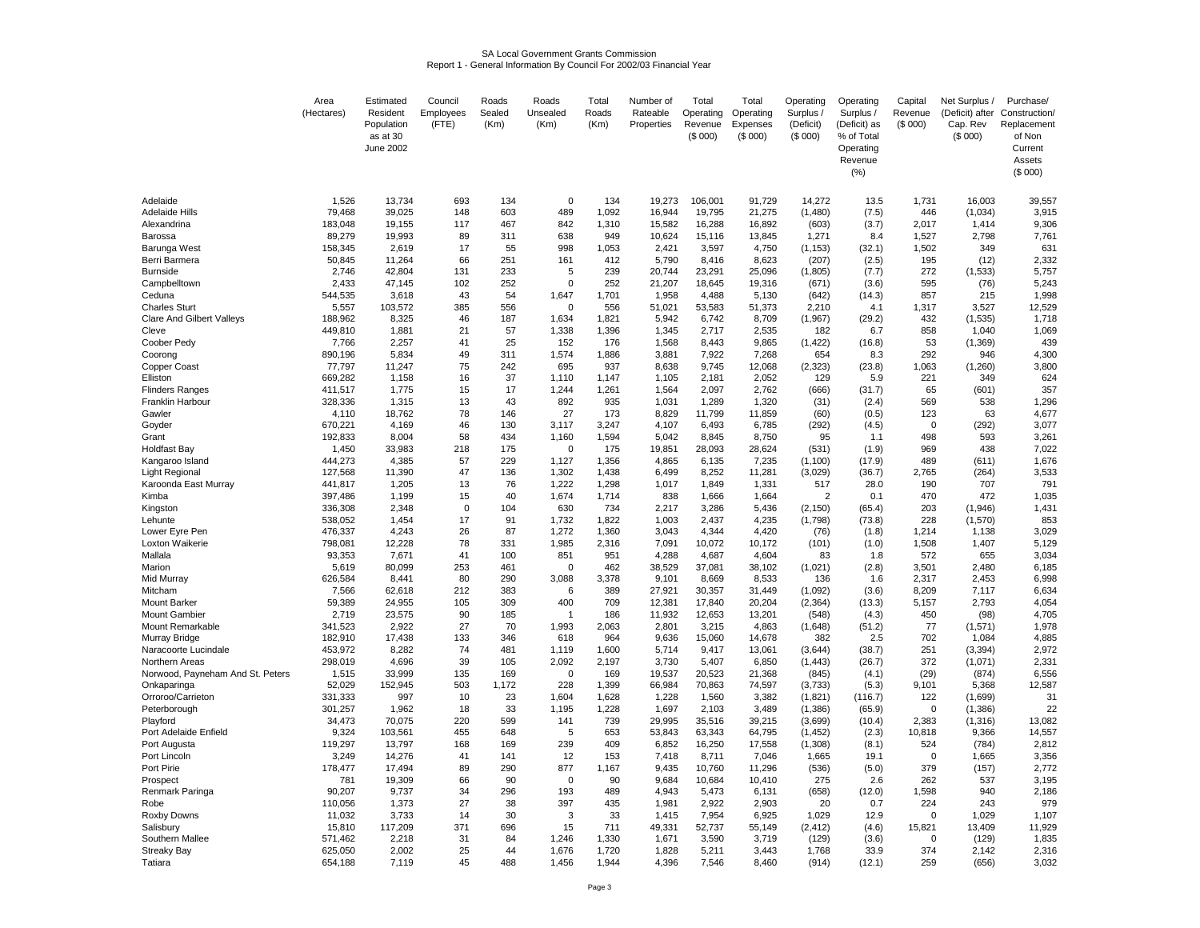SA Local Government Grants Commission
Report 1 - General Information By Council For 2002/03 Financial Year

| | Area (Hectares) | Estimated Resident Population as at 30 June 2002 | Council Employees (FTE) | Roads Sealed (Km) | Roads Unsealed (Km) | Total Roads (Km) | Number of Rateable Properties | Total Operating Revenue ($ 000) | Total Operating Expenses ($ 000) | Operating Surplus / (Deficit) ($ 000) | Operating Surplus / (Deficit) as % of Total Operating Revenue (%) | Capital Revenue ($ 000) | Net Surplus / (Deficit) after Cap. Rev ($ 000) | Purchase/ Construction/ Replacement of Non Current Assets ($ 000) |
|---|---|---|---|---|---|---|---|---|---|---|---|---|---|---|
| Adelaide | 1,526 | 13,734 | 693 | 134 | 0 | 134 | 19,273 | 106,001 | 91,729 | 14,272 | 13.5 | 1,731 | 16,003 | 39,557 |
| Adelaide Hills | 79,468 | 39,025 | 148 | 603 | 489 | 1,092 | 16,944 | 19,795 | 21,275 | (1,480) | (7.5) | 446 | (1,034) | 3,915 |
| Alexandrina | 183,048 | 19,155 | 117 | 467 | 842 | 1,310 | 15,582 | 16,288 | 16,892 | (603) | (3.7) | 2,017 | 1,414 | 9,306 |
| Barossa | 89,279 | 19,993 | 89 | 311 | 638 | 949 | 10,624 | 15,116 | 13,845 | 1,271 | 8.4 | 1,527 | 2,798 | 7,761 |
| Barunga West | 158,345 | 2,619 | 17 | 55 | 998 | 1,053 | 2,421 | 3,597 | 4,750 | (1,153) | (32.1) | 1,502 | 349 | 631 |
| Berri Barmera | 50,845 | 11,264 | 66 | 251 | 161 | 412 | 5,790 | 8,416 | 8,623 | (207) | (2.5) | 195 | (12) | 2,332 |
| Burnside | 2,746 | 42,804 | 131 | 233 | 5 | 239 | 20,744 | 23,291 | 25,096 | (1,805) | (7.7) | 272 | (1,533) | 5,757 |
| Campbelltown | 2,433 | 47,145 | 102 | 252 | 0 | 252 | 21,207 | 18,645 | 19,316 | (671) | (3.6) | 595 | (76) | 5,243 |
| Ceduna | 544,535 | 3,618 | 43 | 54 | 1,647 | 1,701 | 1,958 | 4,488 | 5,130 | (642) | (14.3) | 857 | 215 | 1,998 |
| Charles Sturt | 5,557 | 103,572 | 385 | 556 | 0 | 556 | 51,021 | 53,583 | 51,373 | 2,210 | 4.1 | 1,317 | 3,527 | 12,529 |
| Clare And Gilbert Valleys | 188,962 | 8,325 | 46 | 187 | 1,634 | 1,821 | 5,942 | 6,742 | 8,709 | (1,967) | (29.2) | 432 | (1,535) | 1,718 |
| Cleve | 449,810 | 1,881 | 21 | 57 | 1,338 | 1,396 | 1,345 | 2,717 | 2,535 | 182 | 6.7 | 858 | 1,040 | 1,069 |
| Coober Pedy | 7,766 | 2,257 | 41 | 25 | 152 | 176 | 1,568 | 8,443 | 9,865 | (1,422) | (16.8) | 53 | (1,369) | 439 |
| Coorong | 890,196 | 5,834 | 49 | 311 | 1,574 | 1,886 | 3,881 | 7,922 | 7,268 | 654 | 8.3 | 292 | 946 | 4,300 |
| Copper Coast | 77,797 | 11,247 | 75 | 242 | 695 | 937 | 8,638 | 9,745 | 12,068 | (2,323) | (23.8) | 1,063 | (1,260) | 3,800 |
| Elliston | 669,282 | 1,158 | 16 | 37 | 1,110 | 1,147 | 1,105 | 2,181 | 2,052 | 129 | 5.9 | 221 | 349 | 624 |
| Flinders Ranges | 411,517 | 1,775 | 15 | 17 | 1,244 | 1,261 | 1,564 | 2,097 | 2,762 | (666) | (31.7) | 65 | (601) | 357 |
| Franklin Harbour | 328,336 | 1,315 | 13 | 43 | 892 | 935 | 1,031 | 1,289 | 1,320 | (31) | (2.4) | 569 | 538 | 1,296 |
| Gawler | 4,110 | 18,762 | 78 | 146 | 27 | 173 | 8,829 | 11,799 | 11,859 | (60) | (0.5) | 123 | 63 | 4,677 |
| Goyder | 670,221 | 4,169 | 46 | 130 | 3,117 | 3,247 | 4,107 | 6,493 | 6,785 | (292) | (4.5) | 0 | (292) | 3,077 |
| Grant | 192,833 | 8,004 | 58 | 434 | 1,160 | 1,594 | 5,042 | 8,845 | 8,750 | 95 | 1.1 | 498 | 593 | 3,261 |
| Holdfast Bay | 1,450 | 33,983 | 218 | 175 | 0 | 175 | 19,851 | 28,093 | 28,624 | (531) | (1.9) | 969 | 438 | 7,022 |
| Kangaroo Island | 444,273 | 4,385 | 57 | 229 | 1,127 | 1,356 | 4,865 | 6,135 | 7,235 | (1,100) | (17.9) | 489 | (611) | 1,676 |
| Light Regional | 127,568 | 11,390 | 47 | 136 | 1,302 | 1,438 | 6,499 | 8,252 | 11,281 | (3,029) | (36.7) | 2,765 | (264) | 3,533 |
| Karoonda East Murray | 441,817 | 1,205 | 13 | 76 | 1,222 | 1,298 | 1,017 | 1,849 | 1,331 | 517 | 28.0 | 190 | 707 | 791 |
| Kimba | 397,486 | 1,199 | 15 | 40 | 1,674 | 1,714 | 838 | 1,666 | 1,664 | 2 | 0.1 | 470 | 472 | 1,035 |
| Kingston | 336,308 | 2,348 | 0 | 104 | 630 | 734 | 2,217 | 3,286 | 5,436 | (2,150) | (65.4) | 203 | (1,946) | 1,431 |
| Lehunte | 538,052 | 1,454 | 17 | 91 | 1,732 | 1,822 | 1,003 | 2,437 | 4,235 | (1,798) | (73.8) | 228 | (1,570) | 853 |
| Lower Eyre Pen | 476,337 | 4,243 | 26 | 87 | 1,272 | 1,360 | 3,043 | 4,344 | 4,420 | (76) | (1.8) | 1,214 | 1,138 | 3,029 |
| Loxton Waikerie | 798,081 | 12,228 | 78 | 331 | 1,985 | 2,316 | 7,091 | 10,072 | 10,172 | (101) | (1.0) | 1,508 | 1,407 | 5,129 |
| Mallala | 93,353 | 7,671 | 41 | 100 | 851 | 951 | 4,288 | 4,687 | 4,604 | 83 | 1.8 | 572 | 655 | 3,034 |
| Marion | 5,619 | 80,099 | 253 | 461 | 0 | 462 | 38,529 | 37,081 | 38,102 | (1,021) | (2.8) | 3,501 | 2,480 | 6,185 |
| Mid Murray | 626,584 | 8,441 | 80 | 290 | 3,088 | 3,378 | 9,101 | 8,669 | 8,533 | 136 | 1.6 | 2,317 | 2,453 | 6,998 |
| Mitcham | 7,566 | 62,618 | 212 | 383 | 6 | 389 | 27,921 | 30,357 | 31,449 | (1,092) | (3.6) | 8,209 | 7,117 | 6,634 |
| Mount Barker | 59,389 | 24,955 | 105 | 309 | 400 | 709 | 12,381 | 17,840 | 20,204 | (2,364) | (13.3) | 5,157 | 2,793 | 4,054 |
| Mount Gambier | 2,719 | 23,575 | 90 | 185 | 1 | 186 | 11,932 | 12,653 | 13,201 | (548) | (4.3) | 450 | (98) | 4,705 |
| Mount Remarkable | 341,523 | 2,922 | 27 | 70 | 1,993 | 2,063 | 2,801 | 3,215 | 4,863 | (1,648) | (51.2) | 77 | (1,571) | 1,978 |
| Murray Bridge | 182,910 | 17,438 | 133 | 346 | 618 | 964 | 9,636 | 15,060 | 14,678 | 382 | 2.5 | 702 | 1,084 | 4,885 |
| Naracoorte Lucindale | 453,972 | 8,282 | 74 | 481 | 1,119 | 1,600 | 5,714 | 9,417 | 13,061 | (3,644) | (38.7) | 251 | (3,394) | 2,972 |
| Northern Areas | 298,019 | 4,696 | 39 | 105 | 2,092 | 2,197 | 3,730 | 5,407 | 6,850 | (1,443) | (26.7) | 372 | (1,071) | 2,331 |
| Norwood, Payneham And St. Peters | 1,515 | 33,999 | 135 | 169 | 0 | 169 | 19,537 | 20,523 | 21,368 | (845) | (4.1) | (29) | (874) | 6,556 |
| Onkaparinga | 52,029 | 152,945 | 503 | 1,172 | 228 | 1,399 | 66,984 | 70,863 | 74,597 | (3,733) | (5.3) | 9,101 | 5,368 | 12,587 |
| Orroroo/Carrieton | 331,333 | 997 | 10 | 23 | 1,604 | 1,628 | 1,228 | 1,560 | 3,382 | (1,821) | (116.7) | 122 | (1,699) | 31 |
| Peterborough | 301,257 | 1,962 | 18 | 33 | 1,195 | 1,228 | 1,697 | 2,103 | 3,489 | (1,386) | (65.9) | 0 | (1,386) | 22 |
| Playford | 34,473 | 70,075 | 220 | 599 | 141 | 739 | 29,995 | 35,516 | 39,215 | (3,699) | (10.4) | 2,383 | (1,316) | 13,082 |
| Port Adelaide Enfield | 9,324 | 103,561 | 455 | 648 | 5 | 653 | 53,843 | 63,343 | 64,795 | (1,452) | (2.3) | 10,818 | 9,366 | 14,557 |
| Port Augusta | 119,297 | 13,797 | 168 | 169 | 239 | 409 | 6,852 | 16,250 | 17,558 | (1,308) | (8.1) | 524 | (784) | 2,812 |
| Port Lincoln | 3,249 | 14,276 | 41 | 141 | 12 | 153 | 7,418 | 8,711 | 7,046 | 1,665 | 19.1 | 0 | 1,665 | 3,356 |
| Port Pirie | 178,477 | 17,494 | 89 | 290 | 877 | 1,167 | 9,435 | 10,760 | 11,296 | (536) | (5.0) | 379 | (157) | 2,772 |
| Prospect | 781 | 19,309 | 66 | 90 | 0 | 90 | 9,684 | 10,684 | 10,410 | 275 | 2.6 | 262 | 537 | 3,195 |
| Renmark Paringa | 90,207 | 9,737 | 34 | 296 | 193 | 489 | 4,943 | 5,473 | 6,131 | (658) | (12.0) | 1,598 | 940 | 2,186 |
| Robe | 110,056 | 1,373 | 27 | 38 | 397 | 435 | 1,981 | 2,922 | 2,903 | 20 | 0.7 | 224 | 243 | 979 |
| Roxby Downs | 11,032 | 3,733 | 14 | 30 | 3 | 33 | 1,415 | 7,954 | 6,925 | 1,029 | 12.9 | 0 | 1,029 | 1,107 |
| Salisbury | 15,810 | 117,209 | 371 | 696 | 15 | 711 | 49,331 | 52,737 | 55,149 | (2,412) | (4.6) | 15,821 | 13,409 | 11,929 |
| Southern Mallee | 571,462 | 2,218 | 31 | 84 | 1,246 | 1,330 | 1,671 | 3,590 | 3,719 | (129) | (3.6) | 0 | (129) | 1,835 |
| Streaky Bay | 625,050 | 2,002 | 25 | 44 | 1,676 | 1,720 | 1,828 | 5,211 | 3,443 | 1,768 | 33.9 | 374 | 2,142 | 2,316 |
| Tatiara | 654,188 | 7,119 | 45 | 488 | 1,456 | 1,944 | 4,396 | 7,546 | 8,460 | (914) | (12.1) | 259 | (656) | 3,032 |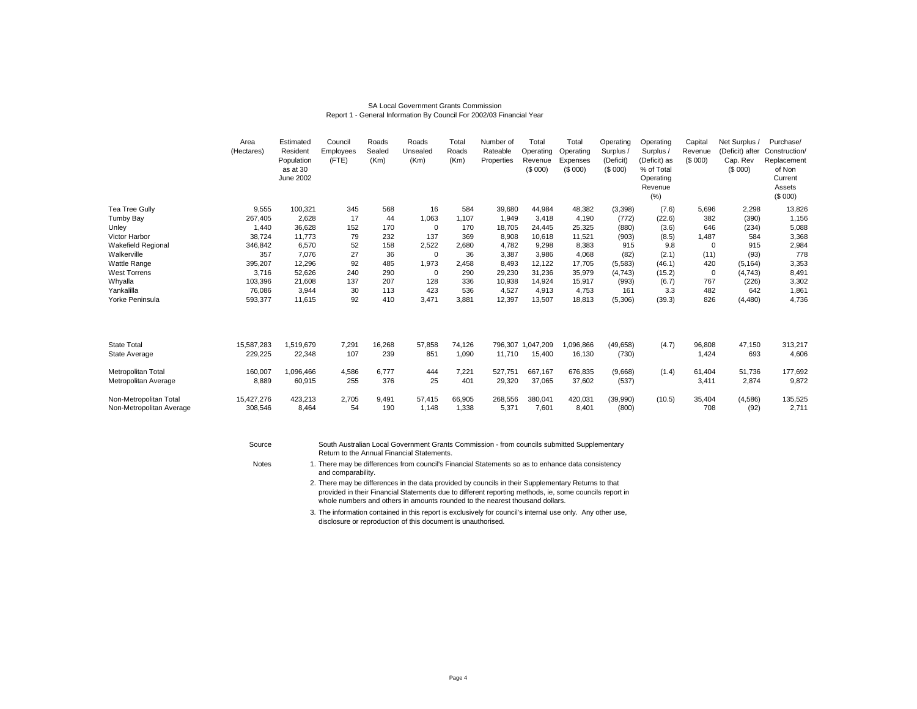SA Local Government Grants Commission

Report 1 - General Information By Council For 2002/03 Financial Year

| | Area (Hectares) | Estimated Resident Population as at 30 June 2002 | Council Employees (FTE) | Roads Sealed (Km) | Roads Unsealed (Km) | Total Roads (Km) | Number of Rateable Properties | Total Operating Revenue ($ 000) | Total Operating Expenses ($ 000) | Operating Surplus / (Deficit) ($ 000) | Operating Surplus / (Deficit) as % of Total Operating Revenue (%) | Capital Revenue ($ 000) | Net Surplus / (Deficit) after Cap. Rev ($ 000) | Purchase/ Construction/ Replacement of Non Current Assets ($ 000) |
|---|---|---|---|---|---|---|---|---|---|---|---|---|---|---|
| Tea Tree Gully | 9,555 | 100,321 | 345 | 568 | 16 | 584 | 39,680 | 44,984 | 48,382 | (3,398) | (7.6) | 5,696 | 2,298 | 13,826 |
| Tumby Bay | 267,405 | 2,628 | 17 | 44 | 1,063 | 1,107 | 1,949 | 3,418 | 4,190 | (772) | (22.6) | 382 | (390) | 1,156 |
| Unley | 1,440 | 36,628 | 152 | 170 | 0 | 170 | 18,705 | 24,445 | 25,325 | (880) | (3.6) | 646 | (234) | 5,088 |
| Victor Harbor | 38,724 | 11,773 | 79 | 232 | 137 | 369 | 8,908 | 10,618 | 11,521 | (903) | (8.5) | 1,487 | 584 | 3,368 |
| Wakefield Regional | 346,842 | 6,570 | 52 | 158 | 2,522 | 2,680 | 4,782 | 9,298 | 8,383 | 915 | 9.8 | 0 | 915 | 2,984 |
| Walkerville | 357 | 7,076 | 27 | 36 | 0 | 36 | 3,387 | 3,986 | 4,068 | (82) | (2.1) | (11) | (93) | 778 |
| Wattle Range | 395,207 | 12,296 | 92 | 485 | 1,973 | 2,458 | 8,493 | 12,122 | 17,705 | (5,583) | (46.1) | 420 | (5,164) | 3,353 |
| West Torrens | 3,716 | 52,626 | 240 | 290 | 0 | 290 | 29,230 | 31,236 | 35,979 | (4,743) | (15.2) | 0 | (4,743) | 8,491 |
| Whyalla | 103,396 | 21,608 | 137 | 207 | 128 | 336 | 10,938 | 14,924 | 15,917 | (993) | (6.7) | 767 | (226) | 3,302 |
| Yankalilla | 76,086 | 3,944 | 30 | 113 | 423 | 536 | 4,527 | 4,913 | 4,753 | 161 | 3.3 | 482 | 642 | 1,861 |
| Yorke Peninsula | 593,377 | 11,615 | 92 | 410 | 3,471 | 3,881 | 12,397 | 13,507 | 18,813 | (5,306) | (39.3) | 826 | (4,480) | 4,736 |
| State Total | 15,587,283 | 1,519,679 | 7,291 | 16,268 | 57,858 | 74,126 | 796,307 | 1,047,209 | 1,096,866 | (49,658) | (4.7) | 96,808 | 47,150 | 313,217 |
| State Average | 229,225 | 22,348 | 107 | 239 | 851 | 1,090 | 11,710 | 15,400 | 16,130 | (730) | | 1,424 | 693 | 4,606 |
| Metropolitan Total | 160,007 | 1,096,466 | 4,586 | 6,777 | 444 | 7,221 | 527,751 | 667,167 | 676,835 | (9,668) | (1.4) | 61,404 | 51,736 | 177,692 |
| Metropolitan Average | 8,889 | 60,915 | 255 | 376 | 25 | 401 | 29,320 | 37,065 | 37,602 | (537) | | 3,411 | 2,874 | 9,872 |
| Non-Metropolitan Total | 15,427,276 | 423,213 | 2,705 | 9,491 | 57,415 | 66,905 | 268,556 | 380,041 | 420,031 | (39,990) | (10.5) | 35,404 | (4,586) | 135,525 |
| Non-Metropolitan Average | 308,546 | 8,464 | 54 | 190 | 1,148 | 1,338 | 5,371 | 7,601 | 8,401 | (800) | | 708 | (92) | 2,711 |

Source: South Australian Local Government Grants Commission - from councils submitted Supplementary Return to the Annual Financial Statements.

Notes:

1. There may be differences from council's Financial Statements so as to enhance data consistency and comparability.
2. There may be differences in the data provided by councils in their Supplementary Returns to that provided in their Financial Statements due to different reporting methods, ie, some councils report in whole numbers and others in amounts rounded to the nearest thousand dollars.
3. The information contained in this report is exclusively for council's internal use only. Any other use, disclosure or reproduction of this document is unauthorised.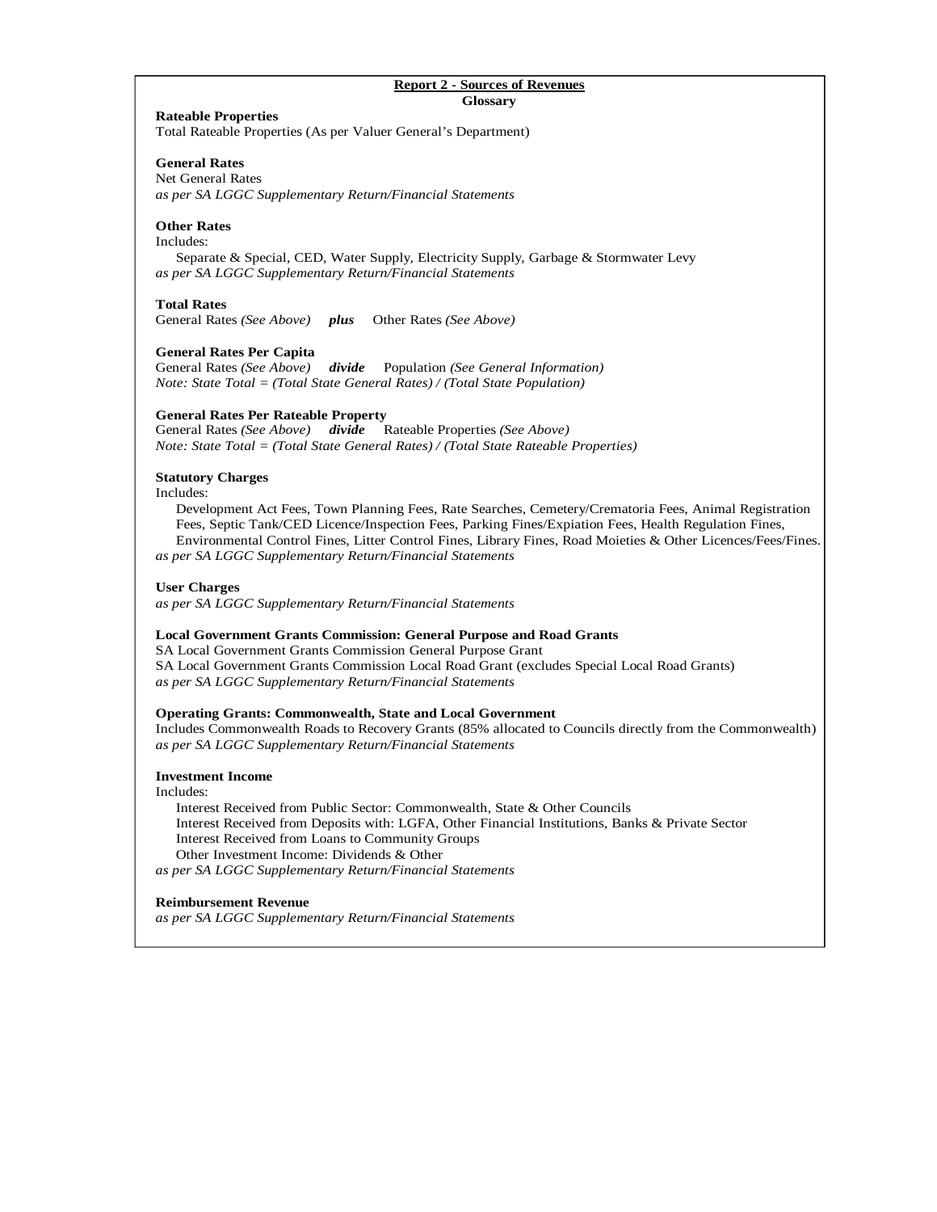## Report 2 - Sources of Revenues

### Glossary

**Rateable Properties**
Total Rateable Properties (As per Valuer General's Department)

**General Rates**
Net General Rates
*as per SA LGGC Supplementary Return/Financial Statements*

**Other Rates**
Includes:
Separate & Special, CED, Water Supply, Electricity Supply, Garbage & Stormwater Levy
*as per SA LGGC Supplementary Return/Financial Statements*

**Total Rates**
General Rates *(See Above)* ***plus*** Other Rates *(See Above)*

**General Rates Per Capita**
General Rates *(See Above)* ***divide*** Population *(See General Information)*
*Note: State Total = (Total State General Rates) / (Total State Population)*

**General Rates Per Rateable Property**
General Rates *(See Above)* ***divide*** Rateable Properties *(See Above)*
*Note: State Total = (Total State General Rates) / (Total State Rateable Properties)*

**Statutory Charges**
Includes:
Development Act Fees, Town Planning Fees, Rate Searches, Cemetery/Crematoria Fees, Animal Registration Fees, Septic Tank/CED Licence/Inspection Fees, Parking Fines/Expiation Fees, Health Regulation Fines, Environmental Control Fines, Litter Control Fines, Library Fines, Road Moieties & Other Licences/Fees/Fines.
*as per SA LGGC Supplementary Return/Financial Statements*

**User Charges**
*as per SA LGGC Supplementary Return/Financial Statements*

**Local Government Grants Commission: General Purpose and Road Grants**
SA Local Government Grants Commission General Purpose Grant
SA Local Government Grants Commission Local Road Grant (excludes Special Local Road Grants)
*as per SA LGGC Supplementary Return/Financial Statements*

**Operating Grants: Commonwealth, State and Local Government**
Includes Commonwealth Roads to Recovery Grants (85% allocated to Councils directly from the Commonwealth)
*as per SA LGGC Supplementary Return/Financial Statements*

**Investment Income**
Includes:
Interest Received from Public Sector: Commonwealth, State & Other Councils
Interest Received from Deposits with: LGFA, Other Financial Institutions, Banks & Private Sector
Interest Received from Loans to Community Groups
Other Investment Income: Dividends & Other
*as per SA LGGC Supplementary Return/Financial Statements*

**Reimbursement Revenue**
*as per SA LGGC Supplementary Return/Financial Statements*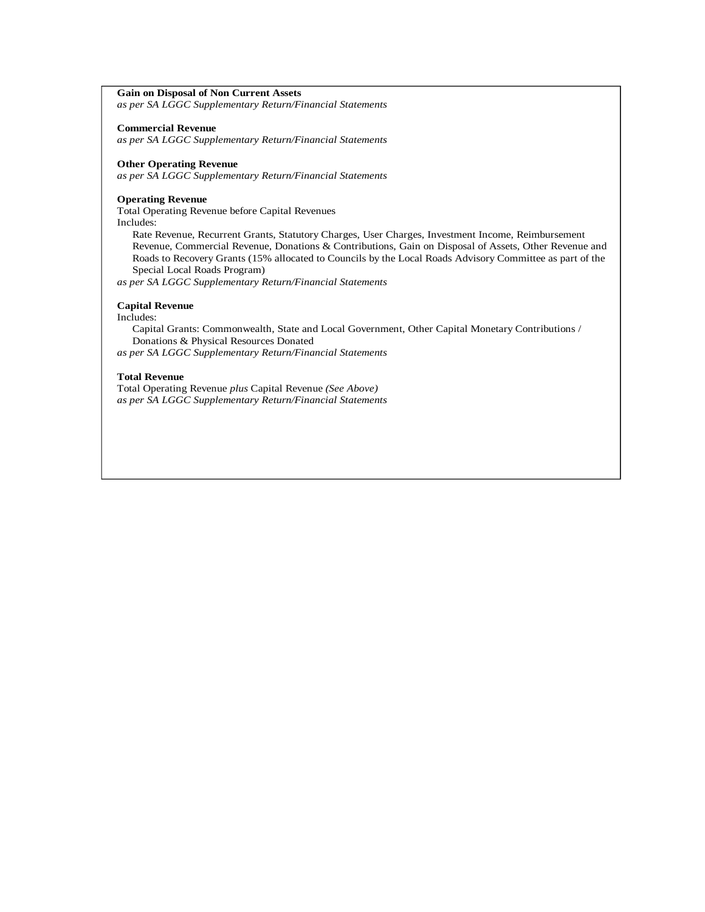**Gain on Disposal of Non Current Assets**
*as per SA LGGC Supplementary Return/Financial Statements*

**Commercial Revenue**
*as per SA LGGC Supplementary Return/Financial Statements*

**Other Operating Revenue**
*as per SA LGGC Supplementary Return/Financial Statements*

**Operating Revenue**
Total Operating Revenue before Capital Revenues
Includes:

Rate Revenue, Recurrent Grants, Statutory Charges, User Charges, Investment Income, Reimbursement Revenue, Commercial Revenue, Donations & Contributions, Gain on Disposal of Assets, Other Revenue and Roads to Recovery Grants (15% allocated to Councils by the Local Roads Advisory Committee as part of the Special Local Roads Program)

*as per SA LGGC Supplementary Return/Financial Statements*

**Capital Revenue**
Includes:

Capital Grants: Commonwealth, State and Local Government, Other Capital Monetary Contributions / Donations & Physical Resources Donated

*as per SA LGGC Supplementary Return/Financial Statements*

**Total Revenue**
Total Operating Revenue *plus* Capital Revenue *(See Above)*
*as per SA LGGC Supplementary Return/Financial Statements*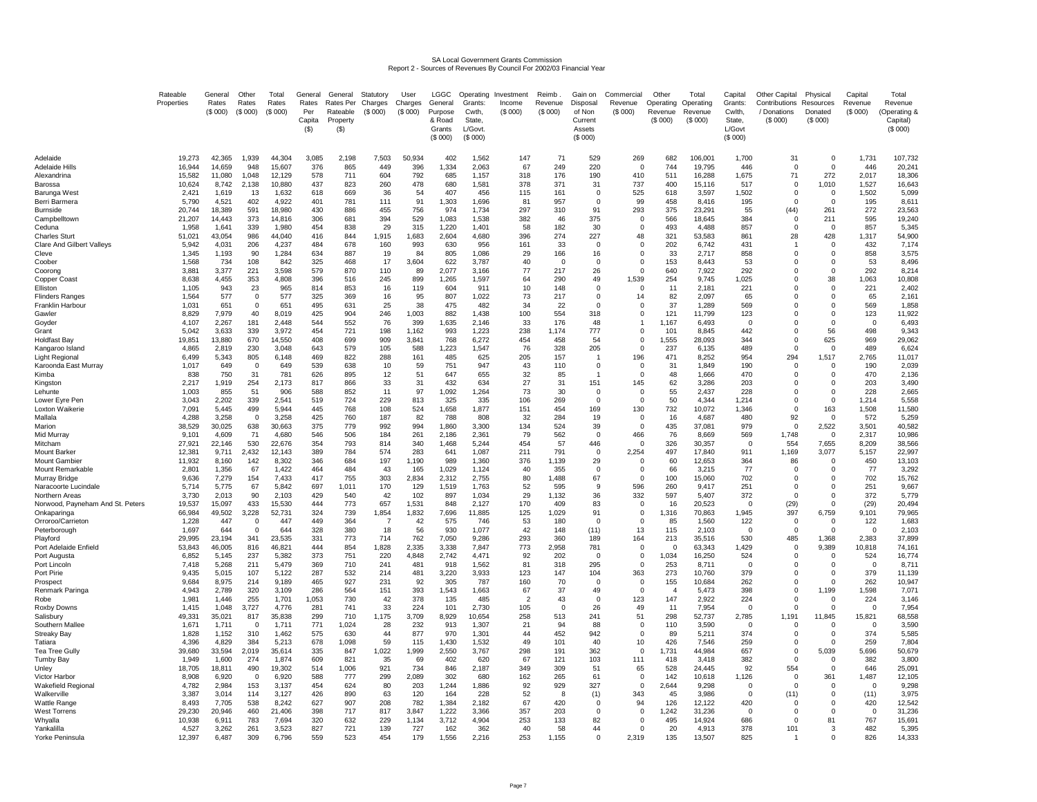SA Local Government Grants Commission
Report 2 - Sources of Revenues By Council For 2002/03 Financial Year

| | Rateable Properties | General Rates ($ 000) | Other Rates ($ 000) | Total Rates ($ 000) | General Rates Per Capita ($) | General Rates Per Rateable Property ($) | Statutory Charges ($ 000) | User Charges ($ 000) | LGGC General Purpose & Road Grants ($ 000) | Operating Grants: Cwlth, State, L/Govt. ($ 000) | Investment Income ($ 000) | Reimb. Revenue ($ 000) | Gain on Disposal of Non Current Assets ($ 000) | Commercial Revenue ($ 000) | Other Operating Revenue ($ 000) | Total Operating Revenue ($ 000) | Capital Grants: Cwlth, State, L/Govt ($ 000) | Other Capital Contributions / Donations ($ 000) | Physical Resources Donated ($ 000) | Capital Revenue ($ 000) | Total Revenue (Operating & Capital) ($ 000) |
|---|---|---|---|---|---|---|---|---|---|---|---|---|---|---|---|---|---|---|---|---|---|
| Adelaide | 19,273 | 42,365 | 1,939 | 44,304 | 3,085 | 2,198 | 7,503 | 50,934 | 402 | 1,562 | 147 | 71 | 529 | 269 | 682 | 106,001 | 1,700 | 31 | 0 | 1,731 | 107,732 |
| Adelaide Hills | 16,944 | 14,659 | 948 | 15,607 | 376 | 865 | 449 | 396 | 1,334 | 2,063 | 67 | 249 | 220 | 0 | 744 | 19,795 | 446 | 0 | 0 | 446 | 20,241 |
| Alexandrina | 15,582 | 11,080 | 1,048 | 12,129 | 578 | 711 | 604 | 792 | 685 | 1,157 | 318 | 176 | 190 | 410 | 511 | 16,288 | 1,675 | 71 | 272 | 2,017 | 18,306 |
| Barossa | 10,624 | 8,742 | 2,138 | 10,880 | 437 | 823 | 260 | 478 | 680 | 1,581 | 378 | 371 | 31 | 737 | 400 | 15,116 | 517 | 0 | 1,010 | 1,527 | 16,643 |
| Barunga West | 2,421 | 1,619 | 13 | 1,632 | 618 | 669 | 36 | 54 | 407 | 456 | 115 | 161 | 0 | 525 | 618 | 3,597 | 1,502 | 0 | 0 | 1,502 | 5,099 |
| Berri Barmera | 5,790 | 4,521 | 402 | 4,922 | 401 | 781 | 111 | 91 | 1,303 | 1,696 | 81 | 957 | 0 | 99 | 458 | 8,416 | 195 | 0 | 0 | 195 | 8,611 |
| Burnside | 20,744 | 18,389 | 591 | 18,980 | 430 | 886 | 455 | 756 | 974 | 1,734 | 297 | 310 | 91 | 293 | 375 | 23,291 | 55 | (44) | 261 | 272 | 23,563 |
| Campbelltown | 21,207 | 14,443 | 373 | 14,816 | 306 | 681 | 394 | 529 | 1,083 | 1,538 | 382 | 46 | 375 | 0 | 366 | 18,645 | 384 | 0 | 211 | 595 | 19,240 |
| Ceduna | 1,958 | 1,641 | 339 | 1,980 | 454 | 838 | 29 | 315 | 1,220 | 1,401 | 58 | 182 | 30 | 0 | 493 | 4,488 | 857 | 0 | 0 | 857 | 5,345 |
| Charles Sturt | 51,021 | 43,054 | 986 | 44,040 | 416 | 844 | 1,915 | 1,683 | 2,604 | 4,680 | 396 | 274 | 227 | 48 | 321 | 53,583 | 861 | 28 | 428 | 1,317 | 54,900 |
| Clare And Gilbert Valleys | 5,942 | 4,031 | 206 | 4,237 | 484 | 678 | 160 | 993 | 630 | 956 | 161 | 33 | 0 | 0 | 202 | 6,742 | 431 | 1 | 0 | 432 | 7,174 |
| Cleve | 1,345 | 1,193 | 90 | 1,284 | 634 | 887 | 19 | 84 | 805 | 1,086 | 29 | 166 | 16 | 0 | 33 | 2,717 | 858 | 0 | 0 | 858 | 3,575 |
| Coober | 1,568 | 734 | 108 | 842 | 325 | 468 | 17 | 3,604 | 622 | 3,787 | 40 | 0 | 0 | 0 | 153 | 8,443 | 53 | 0 | 0 | 53 | 8,496 |
| Coorong | 3,881 | 3,377 | 221 | 3,598 | 579 | 870 | 110 | 89 | 2,077 | 3,166 | 77 | 217 | 26 | 0 | 640 | 7,922 | 292 | 0 | 0 | 292 | 8,214 |
| Copper Coast | 8,638 | 4,455 | 353 | 4,808 | 396 | 516 | 245 | 899 | 1,265 | 1,597 | 64 | 290 | 49 | 1,539 | 254 | 9,745 | 1,025 | 0 | 38 | 1,063 | 10,808 |
| Elliston | 1,105 | 943 | 23 | 965 | 814 | 853 | 16 | 119 | 604 | 911 | 10 | 148 | 0 | 0 | 11 | 2,181 | 221 | 0 | 0 | 221 | 2,402 |
| Flinders Ranges | 1,564 | 577 | 0 | 577 | 325 | 369 | 16 | 95 | 807 | 1,022 | 73 | 217 | 0 | 14 | 82 | 2,097 | 65 | 0 | 0 | 65 | 2,161 |
| Franklin Harbour | 1,031 | 651 | 0 | 651 | 495 | 631 | 25 | 38 | 475 | 482 | 34 | 22 | 0 | 0 | 37 | 1,289 | 569 | 0 | 0 | 569 | 1,858 |
| Gawler | 8,829 | 7,979 | 40 | 8,019 | 425 | 904 | 246 | 1,003 | 882 | 1,438 | 100 | 554 | 318 | 0 | 121 | 11,799 | 123 | 0 | 0 | 123 | 11,922 |
| Goyder | 4,107 | 2,267 | 181 | 2,448 | 544 | 552 | 76 | 399 | 1,635 | 2,146 | 33 | 176 | 48 | 1 | 1,167 | 6,493 | 0 | 0 | 0 | 0 | 6,493 |
| Grant | 5,042 | 3,633 | 339 | 3,972 | 454 | 721 | 198 | 1,162 | 993 | 1,223 | 238 | 1,174 | 777 | 0 | 101 | 8,845 | 442 | 0 | 56 | 498 | 9,343 |
| Holdfast Bay | 19,851 | 13,880 | 670 | 14,550 | 408 | 699 | 909 | 3,841 | 768 | 6,272 | 454 | 458 | 54 | 0 | 1,555 | 28,093 | 344 | 0 | 625 | 969 | 29,062 |
| Kangaroo Island | 4,865 | 2,819 | 230 | 3,048 | 643 | 579 | 105 | 588 | 1,223 | 1,547 | 76 | 328 | 205 | 0 | 237 | 6,135 | 489 | 0 | 0 | 489 | 6,624 |
| Light Regional | 6,499 | 5,343 | 805 | 6,148 | 469 | 822 | 288 | 161 | 485 | 625 | 205 | 157 | 1 | 196 | 471 | 8,252 | 954 | 294 | 1,517 | 2,765 | 11,017 |
| Karoonda East Murray | 1,017 | 649 | 0 | 649 | 539 | 638 | 10 | 59 | 751 | 947 | 43 | 110 | 0 | 0 | 31 | 1,849 | 190 | 0 | 0 | 190 | 2,039 |
| Kimba | 838 | 750 | 31 | 781 | 626 | 895 | 12 | 51 | 647 | 655 | 32 | 85 | 1 | 0 | 48 | 1,666 | 470 | 0 | 0 | 470 | 2,136 |
| Kingston | 2,217 | 1,919 | 254 | 2,173 | 817 | 866 | 33 | 31 | 432 | 634 | 27 | 31 | 151 | 145 | 62 | 3,286 | 203 | 0 | 0 | 203 | 3,490 |
| Lehunte | 1,003 | 855 | 51 | 906 | 588 | 852 | 11 | 97 | 1,092 | 1,264 | 73 | 30 | 0 | 0 | 55 | 2,437 | 228 | 0 | 0 | 228 | 2,665 |
| Lower Eyre Pen | 3,043 | 2,202 | 339 | 2,541 | 519 | 724 | 229 | 813 | 325 | 335 | 106 | 269 | 0 | 0 | 50 | 4,344 | 1,214 | 0 | 0 | 1,214 | 5,558 |
| Loxton Waikerie | 7,091 | 5,445 | 499 | 5,944 | 445 | 768 | 108 | 524 | 1,658 | 1,877 | 151 | 454 | 169 | 130 | 732 | 10,072 | 1,346 | 0 | 163 | 1,508 | 11,580 |
| Mallala | 4,288 | 3,258 | 0 | 3,258 | 425 | 760 | 187 | 82 | 788 | 808 | 32 | 284 | 19 | 0 | 16 | 4,687 | 480 | 92 | 0 | 572 | 5,259 |
| Marion | 38,529 | 30,025 | 638 | 30,663 | 375 | 779 | 992 | 994 | 1,860 | 3,300 | 134 | 524 | 39 | 0 | 435 | 37,081 | 979 | 0 | 2,522 | 3,501 | 40,582 |
| Mid Murray | 9,101 | 4,609 | 71 | 4,680 | 546 | 506 | 184 | 261 | 2,186 | 2,361 | 79 | 562 | 0 | 466 | 76 | 8,669 | 569 | 1,748 | 0 | 2,317 | 10,986 |
| Mitcham | 27,921 | 22,146 | 530 | 22,676 | 354 | 793 | 814 | 340 | 1,468 | 5,244 | 454 | 57 | 446 | 0 | 326 | 30,357 | 0 | 554 | 7,655 | 8,209 | 38,566 |
| Mount Barker | 12,381 | 9,711 | 2,432 | 12,143 | 389 | 784 | 574 | 283 | 641 | 1,087 | 211 | 791 | 0 | 2,254 | 497 | 17,840 | 911 | 1,169 | 3,077 | 5,157 | 22,997 |
| Mount Gambier | 11,932 | 8,160 | 142 | 8,302 | 346 | 684 | 197 | 1,190 | 989 | 1,360 | 376 | 1,139 | 29 | 0 | 60 | 12,653 | 364 | 86 | 0 | 450 | 13,103 |
| Mount Remarkable | 2,801 | 1,356 | 67 | 1,422 | 464 | 484 | 43 | 165 | 1,029 | 1,124 | 40 | 355 | 0 | 0 | 66 | 3,215 | 77 | 0 | 0 | 77 | 3,292 |
| Murray Bridge | 9,636 | 7,279 | 154 | 7,433 | 417 | 755 | 303 | 2,834 | 2,312 | 2,755 | 80 | 1,488 | 67 | 0 | 100 | 15,060 | 702 | 0 | 0 | 702 | 15,762 |
| Naracoorte Lucindale | 5,714 | 5,775 | 67 | 5,842 | 697 | 1,011 | 170 | 129 | 1,519 | 1,763 | 52 | 595 | 9 | 596 | 260 | 9,417 | 251 | 0 | 0 | 251 | 9,667 |
| Northern Areas | 3,730 | 2,013 | 90 | 2,103 | 429 | 540 | 42 | 102 | 897 | 1,034 | 29 | 1,132 | 36 | 332 | 597 | 5,407 | 372 | 0 | 0 | 372 | 5,779 |
| Norwood, Payneham And St. Peters | 19,537 | 15,097 | 433 | 15,530 | 444 | 773 | 657 | 1,531 | 848 | 2,127 | 170 | 409 | 83 | 0 | 16 | 20,523 | 0 | (29) | 0 | (29) | 20,494 |
| Onkaparinga | 66,984 | 49,502 | 3,228 | 52,731 | 324 | 739 | 1,854 | 1,832 | 7,696 | 11,885 | 125 | 1,029 | 91 | 0 | 1,316 | 70,863 | 1,945 | 397 | 6,759 | 9,101 | 79,965 |
| Orroroo/Carrieton | 1,228 | 447 | 0 | 447 | 449 | 364 | 7 | 42 | 575 | 746 | 53 | 180 | 0 | 0 | 85 | 1,560 | 122 | 0 | 0 | 122 | 1,683 |
| Peterborough | 1,697 | 644 | 0 | 644 | 328 | 380 | 18 | 56 | 930 | 1,077 | 42 | 148 | (11) | 13 | 115 | 2,103 | 0 | 0 | 0 | 0 | 2,103 |
| Playford | 29,995 | 23,194 | 341 | 23,535 | 331 | 773 | 714 | 762 | 7,050 | 9,286 | 293 | 360 | 189 | 164 | 213 | 35,516 | 530 | 485 | 1,368 | 2,383 | 37,899 |
| Port Adelaide Enfield | 53,843 | 46,005 | 816 | 46,821 | 444 | 854 | 1,828 | 2,335 | 3,338 | 7,847 | 773 | 2,958 | 781 | 0 | 0 | 63,343 | 1,429 | 0 | 9,389 | 10,818 | 74,161 |
| Port Augusta | 6,852 | 5,145 | 237 | 5,382 | 373 | 751 | 220 | 4,848 | 2,742 | 4,471 | 92 | 202 | 0 | 0 | 1,034 | 16,250 | 524 | 0 | 0 | 524 | 16,774 |
| Port Lincoln | 7,418 | 5,268 | 211 | 5,479 | 369 | 710 | 241 | 481 | 918 | 1,562 | 81 | 318 | 295 | 0 | 253 | 8,711 | 0 | 0 | 0 | 0 | 8,711 |
| Port Pirie | 9,435 | 5,015 | 107 | 5,122 | 287 | 532 | 214 | 481 | 3,220 | 3,933 | 123 | 147 | 104 | 363 | 273 | 10,760 | 379 | 0 | 0 | 379 | 11,139 |
| Prospect | 9,684 | 8,975 | 214 | 9,189 | 465 | 927 | 231 | 92 | 305 | 787 | 160 | 70 | 0 | 0 | 155 | 10,684 | 262 | 0 | 0 | 262 | 10,947 |
| Renmark Paringa | 4,943 | 2,789 | 320 | 3,109 | 286 | 564 | 151 | 393 | 1,543 | 1,663 | 67 | 37 | 49 | 0 | 4 | 5,473 | 398 | 0 | 1,199 | 1,598 | 7,071 |
| Robe | 1,981 | 1,446 | 255 | 1,701 | 1,053 | 730 | 42 | 378 | 135 | 485 | 2 | 43 | 0 | 123 | 147 | 2,922 | 224 | 0 | 0 | 224 | 3,146 |
| Roxby Downs | 1,415 | 1,048 | 3,727 | 4,776 | 281 | 741 | 33 | 224 | 101 | 2,730 | 105 | 0 | 26 | 49 | 11 | 7,954 | 0 | 0 | 0 | 0 | 7,954 |
| Salisbury | 49,331 | 35,021 | 817 | 35,838 | 299 | 710 | 1,175 | 3,709 | 8,929 | 10,654 | 258 | 513 | 241 | 51 | 298 | 52,737 | 2,785 | 1,191 | 11,845 | 15,821 | 68,558 |
| Southern Mallee | 1,671 | 1,711 | 0 | 1,711 | 771 | 1,024 | 28 | 232 | 913 | 1,307 | 21 | 94 | 88 | 0 | 110 | 3,590 | 0 | 0 | 0 | 0 | 3,590 |
| Streaky Bay | 1,828 | 1,152 | 310 | 1,462 | 575 | 630 | 44 | 877 | 970 | 1,301 | 44 | 452 | 942 | 0 | 89 | 5,211 | 374 | 0 | 0 | 374 | 5,585 |
| Tatiara | 4,396 | 4,829 | 384 | 5,213 | 678 | 1,098 | 59 | 115 | 1,430 | 1,532 | 49 | 101 | 40 | 10 | 426 | 7,546 | 259 | 0 | 0 | 259 | 7,804 |
| Tea Tree Gully | 39,680 | 33,594 | 2,019 | 35,614 | 335 | 847 | 1,022 | 1,999 | 2,550 | 3,767 | 298 | 191 | 362 | 0 | 1,731 | 44,984 | 657 | 0 | 5,039 | 5,696 | 50,679 |
| Tumby Bay | 1,949 | 1,600 | 274 | 1,874 | 609 | 821 | 35 | 69 | 402 | 620 | 67 | 121 | 103 | 111 | 418 | 3,418 | 382 | 0 | 0 | 382 | 3,800 |
| Unley | 18,705 | 18,811 | 490 | 19,302 | 514 | 1,006 | 921 | 734 | 846 | 2,187 | 349 | 309 | 51 | 65 | 528 | 24,445 | 92 | 554 | 0 | 646 | 25,091 |
| Victor Harbor | 8,908 | 6,920 | 0 | 6,920 | 588 | 777 | 299 | 2,089 | 302 | 680 | 162 | 265 | 61 | 0 | 142 | 10,618 | 1,126 | 0 | 361 | 1,487 | 12,105 |
| Wakefield Regional | 4,782 | 2,984 | 153 | 3,137 | 454 | 624 | 80 | 203 | 1,244 | 1,886 | 92 | 929 | 327 | 0 | 2,644 | 9,298 | 0 | 0 | 0 | 0 | 9,298 |
| Walkerville | 3,387 | 3,014 | 114 | 3,127 | 426 | 890 | 63 | 120 | 164 | 228 | 52 | 8 | (1) | 343 | 45 | 3,986 | 0 | (11) | 0 | (11) | 3,975 |
| Wattle Range | 8,493 | 7,705 | 538 | 8,242 | 627 | 907 | 208 | 782 | 1,384 | 2,182 | 67 | 420 | 0 | 94 | 126 | 12,122 | 420 | 0 | 0 | 420 | 12,542 |
| West Torrens | 29,230 | 20,946 | 460 | 21,406 | 398 | 717 | 817 | 3,847 | 1,222 | 3,366 | 357 | 203 | 0 | 0 | 1,242 | 31,236 | 0 | 0 | 0 | 0 | 31,236 |
| Whyalla | 10,938 | 6,911 | 783 | 7,694 | 320 | 632 | 229 | 1,134 | 3,712 | 4,904 | 253 | 133 | 82 | 0 | 495 | 14,924 | 686 | 0 | 81 | 767 | 15,691 |
| Yankalilla | 4,527 | 3,262 | 261 | 3,523 | 827 | 721 | 139 | 727 | 162 | 362 | 40 | 58 | 44 | 0 | 20 | 4,913 | 378 | 101 | 3 | 482 | 5,395 |
| Yorke Peninsula | 12,397 | 6,487 | 309 | 6,796 | 559 | 523 | 454 | 179 | 1,556 | 2,216 | 253 | 1,155 | 0 | 2,319 | 135 | 13,507 | 825 | 1 | 0 | 826 | 14,333 |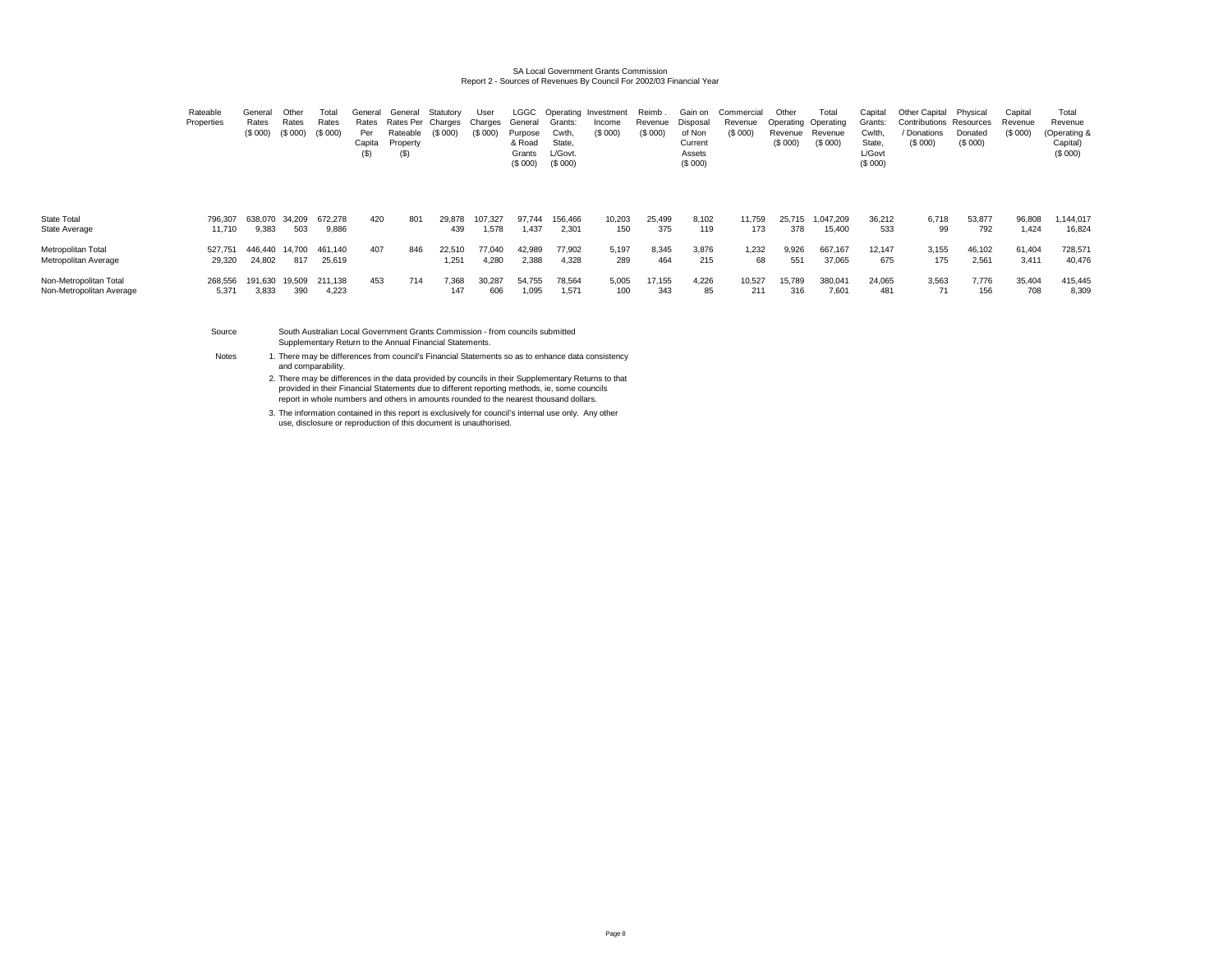SA Local Government Grants Commission
Report 2 - Sources of Revenues By Council For 2002/03 Financial Year

| | Rateable Properties | General Rates ($ 000) | Other Rates ($ 000) | Total Rates ($ 000) | General Rates Per Capita ($) | General Rates Per Rateable Property ($) | Statutory Charges ($ 000) | User Charges ($ 000) | LGGC General Purpose & Road Grants ($ 000) | Operating Grants: Cwth, State, L/Govt. ($ 000) | Investment Income ($ 000) | Reimb . Revenue ($ 000) | Gain on Disposal of Non Current Assets ($ 000) | Commercial Revenue ($ 000) | Other Operating Revenue ($ 000) | Total Operating Revenue ($ 000) | Capital Grants: Cwlth, State, L/Govt ($ 000) | Other Capital Contributions / Donations ($ 000) | Physical Resources Donated ($ 000) | Capital Revenue ($ 000) | Total Revenue (Operating & Capital) ($ 000) |
|---|---|---|---|---|---|---|---|---|---|---|---|---|---|---|---|---|---|---|---|---|---|
| State Total | 796,307 | 638,070 | 34,209 | 672,278 | 420 | 801 | 29,878 | 107,327 | 97,744 | 156,466 | 10,203 | 25,499 | 8,102 | 11,759 | 25,715 | 1,047,209 | 36,212 | 6,718 | 53,877 | 96,808 | 1,144,017 |
| State Average | 11,710 | 9,383 | 503 | 9,886 | | | 439 | 1,578 | 1,437 | 2,301 | 150 | 375 | 119 | 173 | 378 | 15,400 | 533 | 99 | 792 | 1,424 | 16,824 |
| Metropolitan Total | 527,751 | 446,440 | 14,700 | 461,140 | 407 | 846 | 22,510 | 77,040 | 42,989 | 77,902 | 5,197 | 8,345 | 3,876 | 1,232 | 9,926 | 667,167 | 12,147 | 3,155 | 46,102 | 61,404 | 728,571 |
| Metropolitan Average | 29,320 | 24,802 | 817 | 25,619 | | | 1,251 | 4,280 | 2,388 | 4,328 | 289 | 464 | 215 | 68 | 551 | 37,065 | 675 | 175 | 2,561 | 3,411 | 40,476 |
| Non-Metropolitan Total | 268,556 | 191,630 | 19,509 | 211,138 | 453 | 714 | 7,368 | 30,287 | 54,755 | 78,564 | 5,005 | 17,155 | 4,226 | 10,527 | 15,789 | 380,041 | 24,065 | 3,563 | 7,776 | 35,404 | 415,445 |
| Non-Metropolitan Average | 5,371 | 3,833 | 390 | 4,223 | | | 147 | 606 | 1,095 | 1,571 | 100 | 343 | 85 | 211 | 316 | 7,601 | 481 | 71 | 156 | 708 | 8,309 |

Source: South Australian Local Government Grants Commission - from councils submitted Supplementary Return to the Annual Financial Statements.

Notes:

1. There may be differences from council's Financial Statements so as to enhance data consistency and comparability.
2. There may be differences in the data provided by councils in their Supplementary Returns to that provided in their Financial Statements due to different reporting methods, ie, some councils report in whole numbers and others in amounts rounded to the nearest thousand dollars.
3. The information contained in this report is exclusively for council's internal use only. Any other use, disclosure or reproduction of this document is unauthorised.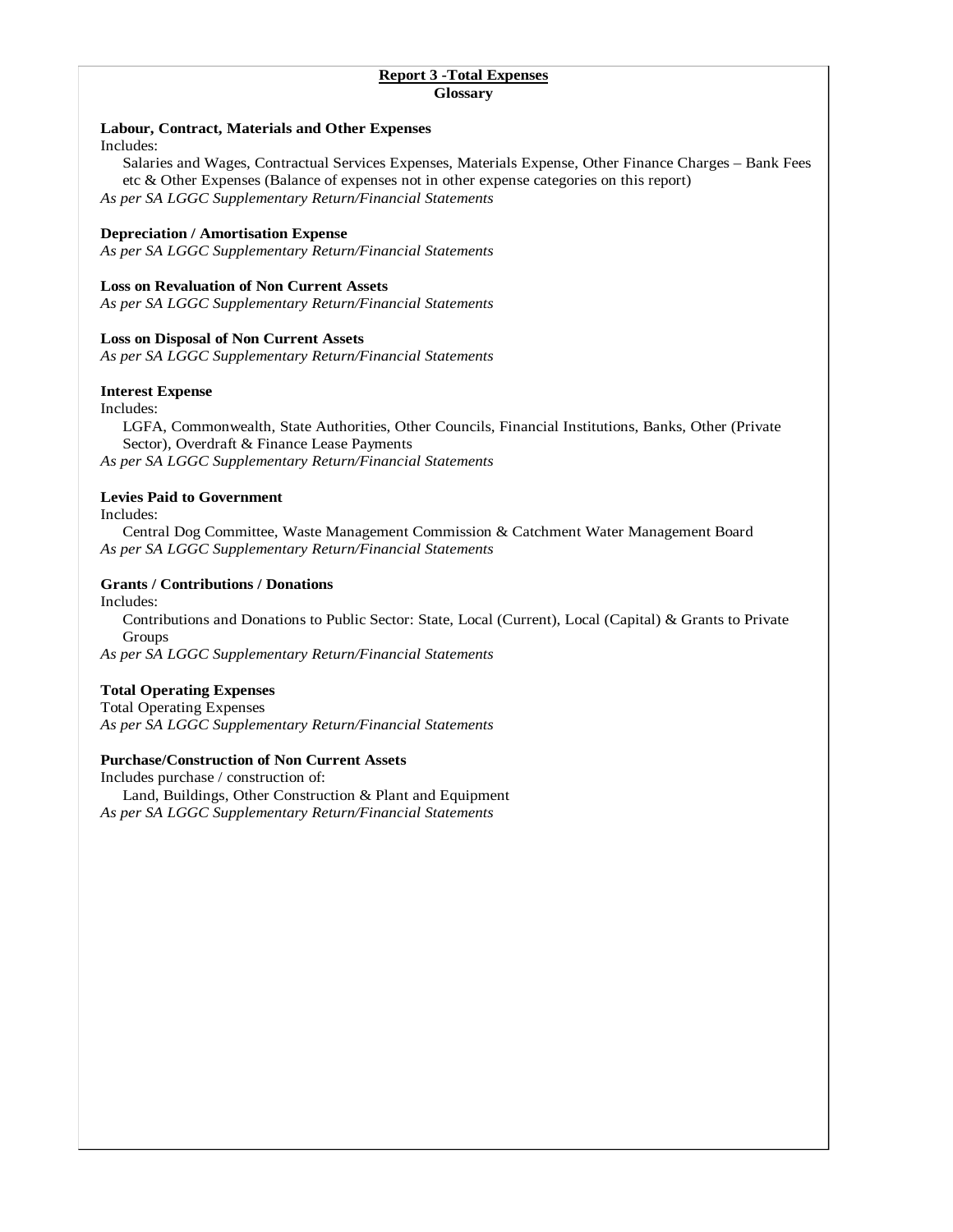## Report 3 -Total Expenses

### Glossary

**Labour, Contract, Materials and Other Expenses**

Includes:

Salaries and Wages, Contractual Services Expenses, Materials Expense, Other Finance Charges – Bank Fees etc & Other Expenses (Balance of expenses not in other expense categories on this report)

*As per SA LGGC Supplementary Return/Financial Statements*

**Depreciation / Amortisation Expense**

*As per SA LGGC Supplementary Return/Financial Statements*

**Loss on Revaluation of Non Current Assets**

*As per SA LGGC Supplementary Return/Financial Statements*

**Loss on Disposal of Non Current Assets**

*As per SA LGGC Supplementary Return/Financial Statements*

**Interest Expense**

Includes:

LGFA, Commonwealth, State Authorities, Other Councils, Financial Institutions, Banks, Other (Private Sector), Overdraft & Finance Lease Payments

*As per SA LGGC Supplementary Return/Financial Statements*

**Levies Paid to Government**

Includes:

Central Dog Committee, Waste Management Commission & Catchment Water Management Board

*As per SA LGGC Supplementary Return/Financial Statements*

**Grants / Contributions / Donations**

Includes:

Contributions and Donations to Public Sector: State, Local (Current), Local (Capital) & Grants to Private Groups

*As per SA LGGC Supplementary Return/Financial Statements*

**Total Operating Expenses**

Total Operating Expenses

*As per SA LGGC Supplementary Return/Financial Statements*

**Purchase/Construction of Non Current Assets**

Includes purchase / construction of:

Land, Buildings, Other Construction & Plant and Equipment

*As per SA LGGC Supplementary Return/Financial Statements*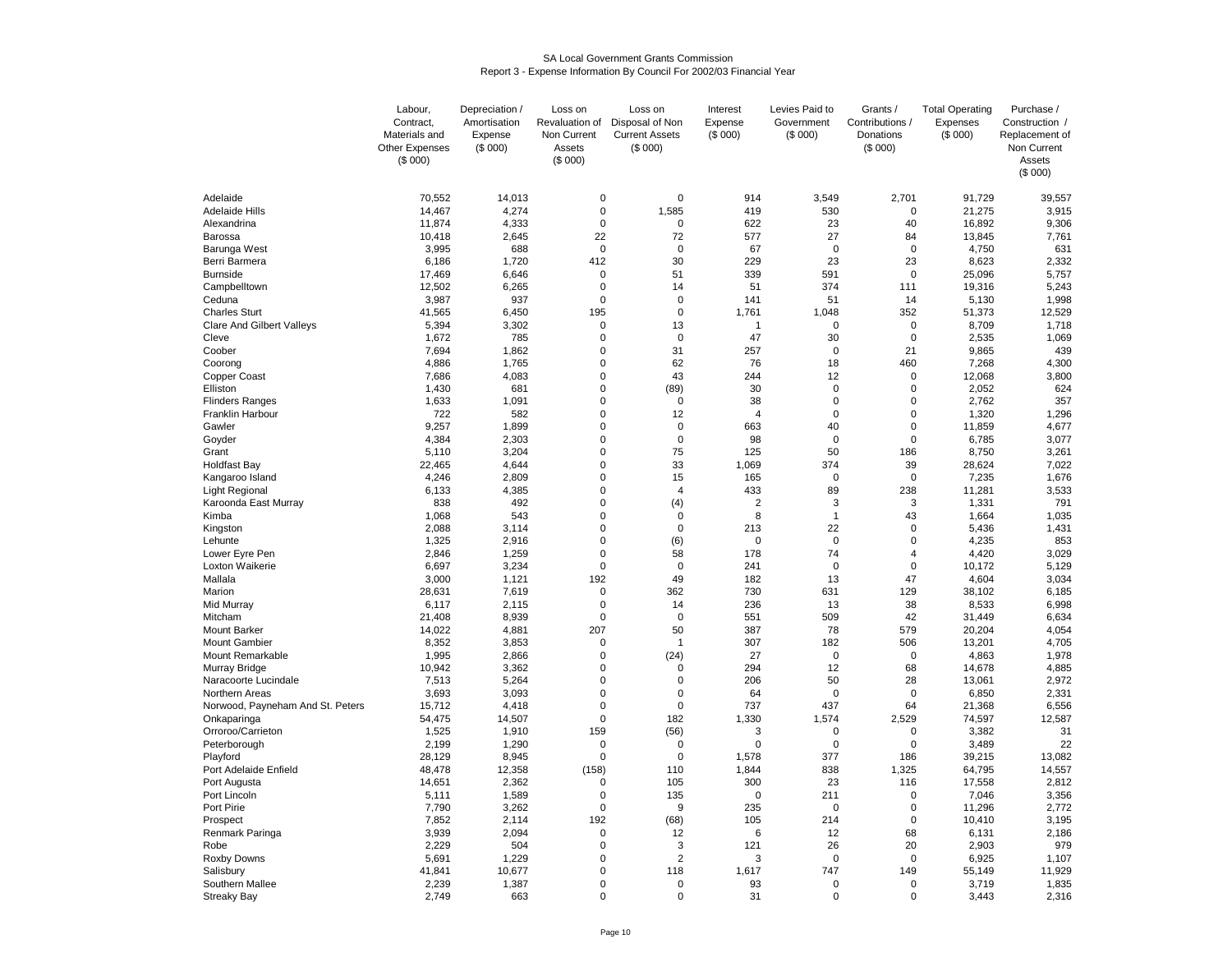SA Local Government Grants Commission
Report 3 - Expense Information By Council For 2002/03 Financial Year

| | Labour, Contract, Materials and Other Expenses ($ 000) | Depreciation / Amortisation Expense ($ 000) | Loss on Revaluation of Non Current Assets ($ 000) | Loss on Disposal of Non Current Assets ($ 000) | Interest Expense ($ 000) | Levies Paid to Government ($ 000) | Grants / Contributions / Donations ($ 000) | Total Operating Expenses ($ 000) | Purchase / Construction / Replacement of Non Current Assets ($ 000) |
|---|---|---|---|---|---|---|---|---|---|
| Adelaide | 70,552 | 14,013 | 0 | 0 | 914 | 3,549 | 2,701 | 91,729 | 39,557 |
| Adelaide Hills | 14,467 | 4,274 | 0 | 1,585 | 419 | 530 | 0 | 21,275 | 3,915 |
| Alexandrina | 11,874 | 4,333 | 0 | 0 | 622 | 23 | 40 | 16,892 | 9,306 |
| Barossa | 10,418 | 2,645 | 22 | 72 | 577 | 27 | 84 | 13,845 | 7,761 |
| Barunga West | 3,995 | 688 | 0 | 0 | 67 | 0 | 0 | 4,750 | 631 |
| Berri Barmera | 6,186 | 1,720 | 412 | 30 | 229 | 23 | 23 | 8,623 | 2,332 |
| Burnside | 17,469 | 6,646 | 0 | 51 | 339 | 591 | 0 | 25,096 | 5,757 |
| Campbelltown | 12,502 | 6,265 | 0 | 14 | 51 | 374 | 111 | 19,316 | 5,243 |
| Ceduna | 3,987 | 937 | 0 | 0 | 141 | 51 | 14 | 5,130 | 1,998 |
| Charles Sturt | 41,565 | 6,450 | 195 | 0 | 1,761 | 1,048 | 352 | 51,373 | 12,529 |
| Clare And Gilbert Valleys | 5,394 | 3,302 | 0 | 13 | 1 | 0 | 0 | 8,709 | 1,718 |
| Cleve | 1,672 | 785 | 0 | 0 | 47 | 30 | 0 | 2,535 | 1,069 |
| Coober | 7,694 | 1,862 | 0 | 31 | 257 | 0 | 21 | 9,865 | 439 |
| Coorong | 4,886 | 1,765 | 0 | 62 | 76 | 18 | 460 | 7,268 | 4,300 |
| Copper Coast | 7,686 | 4,083 | 0 | 43 | 244 | 12 | 0 | 12,068 | 3,800 |
| Elliston | 1,430 | 681 | 0 | (89) | 30 | 0 | 0 | 2,052 | 624 |
| Flinders Ranges | 1,633 | 1,091 | 0 | 0 | 38 | 0 | 0 | 2,762 | 357 |
| Franklin Harbour | 722 | 582 | 0 | 12 | 4 | 0 | 0 | 1,320 | 1,296 |
| Gawler | 9,257 | 1,899 | 0 | 0 | 663 | 40 | 0 | 11,859 | 4,677 |
| Goyder | 4,384 | 2,303 | 0 | 0 | 98 | 0 | 0 | 6,785 | 3,077 |
| Grant | 5,110 | 3,204 | 0 | 75 | 125 | 50 | 186 | 8,750 | 3,261 |
| Holdfast Bay | 22,465 | 4,644 | 0 | 33 | 1,069 | 374 | 39 | 28,624 | 7,022 |
| Kangaroo Island | 4,246 | 2,809 | 0 | 15 | 165 | 0 | 0 | 7,235 | 1,676 |
| Light Regional | 6,133 | 4,385 | 0 | 4 | 433 | 89 | 238 | 11,281 | 3,533 |
| Karoonda East Murray | 838 | 492 | 0 | (4) | 2 | 3 | 3 | 1,331 | 791 |
| Kimba | 1,068 | 543 | 0 | 0 | 8 | 1 | 43 | 1,664 | 1,035 |
| Kingston | 2,088 | 3,114 | 0 | 0 | 213 | 22 | 0 | 5,436 | 1,431 |
| Lehunte | 1,325 | 2,916 | 0 | (6) | 0 | 0 | 0 | 4,235 | 853 |
| Lower Eyre Pen | 2,846 | 1,259 | 0 | 58 | 178 | 74 | 4 | 4,420 | 3,029 |
| Loxton Waikerie | 6,697 | 3,234 | 0 | 0 | 241 | 0 | 0 | 10,172 | 5,129 |
| Mallala | 3,000 | 1,121 | 192 | 49 | 182 | 13 | 47 | 4,604 | 3,034 |
| Marion | 28,631 | 7,619 | 0 | 362 | 730 | 631 | 129 | 38,102 | 6,185 |
| Mid Murray | 6,117 | 2,115 | 0 | 14 | 236 | 13 | 38 | 8,533 | 6,998 |
| Mitcham | 21,408 | 8,939 | 0 | 0 | 551 | 509 | 42 | 31,449 | 6,634 |
| Mount Barker | 14,022 | 4,881 | 207 | 50 | 387 | 78 | 579 | 20,204 | 4,054 |
| Mount Gambier | 8,352 | 3,853 | 0 | 1 | 307 | 182 | 506 | 13,201 | 4,705 |
| Mount Remarkable | 1,995 | 2,866 | 0 | (24) | 27 | 0 | 0 | 4,863 | 1,978 |
| Murray Bridge | 10,942 | 3,362 | 0 | 0 | 294 | 12 | 68 | 14,678 | 4,885 |
| Naracoorte Lucindale | 7,513 | 5,264 | 0 | 0 | 206 | 50 | 28 | 13,061 | 2,972 |
| Northern Areas | 3,693 | 3,093 | 0 | 0 | 64 | 0 | 0 | 6,850 | 2,331 |
| Norwood, Payneham And St. Peters | 15,712 | 4,418 | 0 | 0 | 737 | 437 | 64 | 21,368 | 6,556 |
| Onkaparinga | 54,475 | 14,507 | 0 | 182 | 1,330 | 1,574 | 2,529 | 74,597 | 12,587 |
| Orroroo/Carrieton | 1,525 | 1,910 | 159 | (56) | 3 | 0 | 0 | 3,382 | 31 |
| Peterborough | 2,199 | 1,290 | 0 | 0 | 0 | 0 | 0 | 3,489 | 22 |
| Playford | 28,129 | 8,945 | 0 | 0 | 1,578 | 377 | 186 | 39,215 | 13,082 |
| Port Adelaide Enfield | 48,478 | 12,358 | (158) | 110 | 1,844 | 838 | 1,325 | 64,795 | 14,557 |
| Port Augusta | 14,651 | 2,362 | 0 | 105 | 300 | 23 | 116 | 17,558 | 2,812 |
| Port Lincoln | 5,111 | 1,589 | 0 | 135 | 0 | 211 | 0 | 7,046 | 3,356 |
| Port Pirie | 7,790 | 3,262 | 0 | 9 | 235 | 0 | 0 | 11,296 | 2,772 |
| Prospect | 7,852 | 2,114 | 192 | (68) | 105 | 214 | 0 | 10,410 | 3,195 |
| Renmark Paringa | 3,939 | 2,094 | 0 | 12 | 6 | 12 | 68 | 6,131 | 2,186 |
| Robe | 2,229 | 504 | 0 | 3 | 121 | 26 | 20 | 2,903 | 979 |
| Roxby Downs | 5,691 | 1,229 | 0 | 2 | 3 | 0 | 0 | 6,925 | 1,107 |
| Salisbury | 41,841 | 10,677 | 0 | 118 | 1,617 | 747 | 149 | 55,149 | 11,929 |
| Southern Mallee | 2,239 | 1,387 | 0 | 0 | 93 | 0 | 0 | 3,719 | 1,835 |
| Streaky Bay | 2,749 | 663 | 0 | 0 | 31 | 0 | 0 | 3,443 | 2,316 |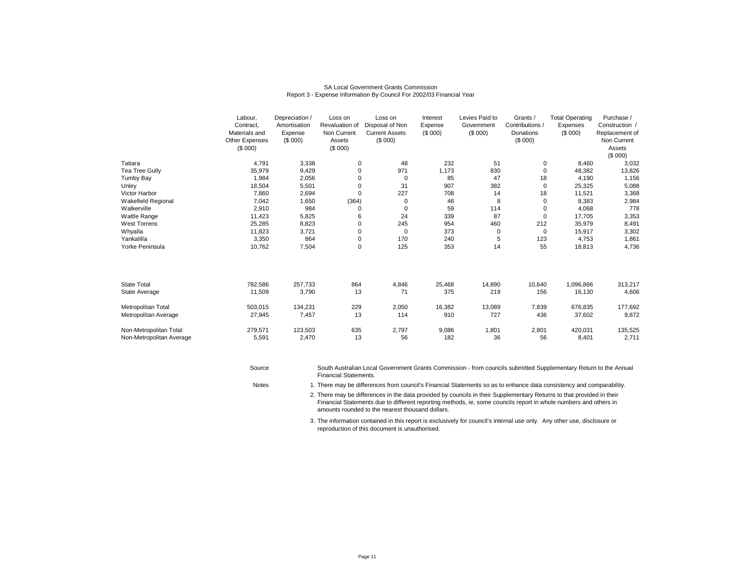SA Local Government Grants Commission
Report 3 - Expense Information By Council For 2002/03 Financial Year

| | Labour, Contract, Materials and Other Expenses ($ 000) | Depreciation / Amortisation Expense ($ 000) | Loss on Revaluation of Non Current Assets ($ 000) | Loss on Disposal of Non Current Assets ($ 000) | Interest Expense ($ 000) | Levies Paid to Government ($ 000) | Grants / Contributions / Donations ($ 000) | Total Operating Expenses ($ 000) | Purchase / Construction / Replacement of Non Current Assets ($ 000) |
|---|---|---|---|---|---|---|---|---|---|
| Tatiara | 4,791 | 3,338 | 0 | 48 | 232 | 51 | 0 | 8,460 | 3,032 |
| Tea Tree Gully | 35,979 | 9,429 | 0 | 971 | 1,173 | 830 | 0 | 48,382 | 13,826 |
| Tumby Bay | 1,984 | 2,056 | 0 | 0 | 85 | 47 | 18 | 4,190 | 1,156 |
| Unley | 18,504 | 5,501 | 0 | 31 | 907 | 382 | 0 | 25,325 | 5,088 |
| Victor Harbor | 7,860 | 2,694 | 0 | 227 | 708 | 14 | 18 | 11,521 | 3,368 |
| Wakefield Regional | 7,042 | 1,650 | (364) | 0 | 46 | 8 | 0 | 8,383 | 2,984 |
| Walkerville | 2,910 | 984 | 0 | 0 | 59 | 114 | 0 | 4,068 | 778 |
| Wattle Range | 11,423 | 5,825 | 6 | 24 | 339 | 87 | 0 | 17,705 | 3,353 |
| West Torrens | 25,285 | 8,823 | 0 | 245 | 954 | 460 | 212 | 35,979 | 8,491 |
| Whyalla | 11,823 | 3,721 | 0 | 0 | 373 | 0 | 0 | 15,917 | 3,302 |
| Yankalilla | 3,350 | 864 | 0 | 170 | 240 | 5 | 123 | 4,753 | 1,861 |
| Yorke Peninsula | 10,762 | 7,504 | 0 | 125 | 353 | 14 | 55 | 18,813 | 4,736 |
| State Total | 782,586 | 257,733 | 864 | 4,846 | 25,468 | 14,890 | 10,640 | 1,096,866 | 313,217 |
| State Average | 11,509 | 3,790 | 13 | 71 | 375 | 219 | 156 | 16,130 | 4,606 |
| Metropolitan Total | 503,015 | 134,231 | 229 | 2,050 | 16,382 | 13,089 | 7,839 | 676,835 | 177,692 |
| Metropolitan Average | 27,945 | 7,457 | 13 | 114 | 910 | 727 | 436 | 37,602 | 9,872 |
| Non-Metropolitan Total | 279,571 | 123,503 | 635 | 2,797 | 9,086 | 1,801 | 2,801 | 420,031 | 135,525 |
| Non-Metropolitan Average | 5,591 | 2,470 | 13 | 56 | 182 | 36 | 56 | 8,401 | 2,711 |

Source: South Australian Local Government Grants Commission - from councils submitted Supplementary Return to the Annual Financial Statements.

Notes:

1. There may be differences from council's Financial Statements so as to enhance data consistency and comparability.
2. There may be differences in the data provided by councils in their Supplementary Returns to that provided in their Financial Statements due to different reporting methods, ie, some councils report in whole numbers and others in amounts rounded to the nearest thousand dollars.
3. The information contained in this report is exclusively for council's internal use only. Any other use, disclosure or reproduction of this document is unauthorised.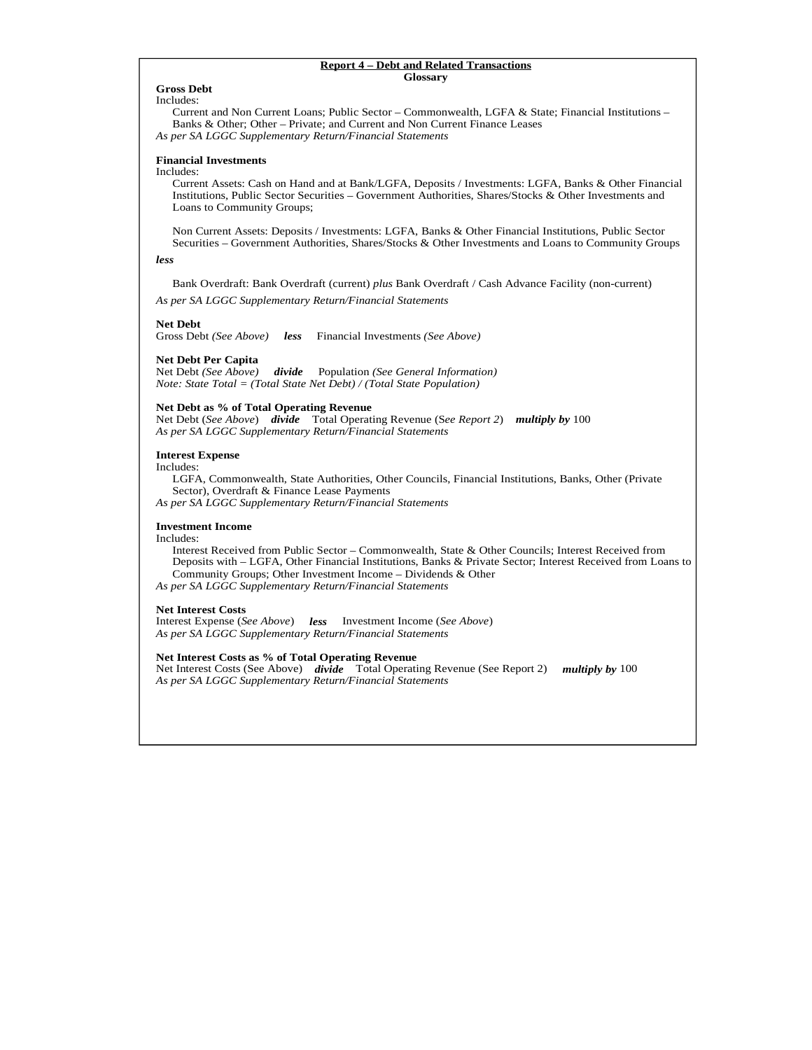## Report 4 – Debt and Related Transactions

### Glossary

**Gross Debt**

Includes:

Current and Non Current Loans; Public Sector – Commonwealth, LGFA & State; Financial Institutions – Banks & Other; Other – Private; and Current and Non Current Finance Leases

*As per SA LGGC Supplementary Return/Financial Statements*

**Financial Investments**

Includes:

Current Assets: Cash on Hand and at Bank/LGFA, Deposits / Investments: LGFA, Banks & Other Financial Institutions, Public Sector Securities – Government Authorities, Shares/Stocks & Other Investments and Loans to Community Groups;

Non Current Assets: Deposits / Investments: LGFA, Banks & Other Financial Institutions, Public Sector Securities – Government Authorities, Shares/Stocks & Other Investments and Loans to Community Groups

***less***

Bank Overdraft: Bank Overdraft (current) *plus* Bank Overdraft / Cash Advance Facility (non-current)

*As per SA LGGC Supplementary Return/Financial Statements*

**Net Debt**

Gross Debt *(See Above)* ***less*** Financial Investments *(See Above)*

**Net Debt Per Capita**

Net Debt *(See Above)* ***divide*** Population *(See General Information)*

*Note: State Total = (Total State Net Debt) / (Total State Population)*

**Net Debt as % of Total Operating Revenue**

Net Debt (*See Above*) ***divide*** Total Operating Revenue (S*ee Report 2*) ***multiply by*** 100

*As per SA LGGC Supplementary Return/Financial Statements*

**Interest Expense**

Includes:

LGFA, Commonwealth, State Authorities, Other Councils, Financial Institutions, Banks, Other (Private Sector), Overdraft & Finance Lease Payments

*As per SA LGGC Supplementary Return/Financial Statements*

**Investment Income**

Includes:

Interest Received from Public Sector – Commonwealth, State & Other Councils; Interest Received from Deposits with – LGFA, Other Financial Institutions, Banks & Private Sector; Interest Received from Loans to Community Groups; Other Investment Income – Dividends & Other

*As per SA LGGC Supplementary Return/Financial Statements*

**Net Interest Costs**

Interest Expense (*See Above*) ***less*** Investment Income (*See Above*)

*As per SA LGGC Supplementary Return/Financial Statements*

**Net Interest Costs as % of Total Operating Revenue**

Net Interest Costs (See Above) ***divide*** Total Operating Revenue (See Report 2) ***multiply by*** 100

*As per SA LGGC Supplementary Return/Financial Statements*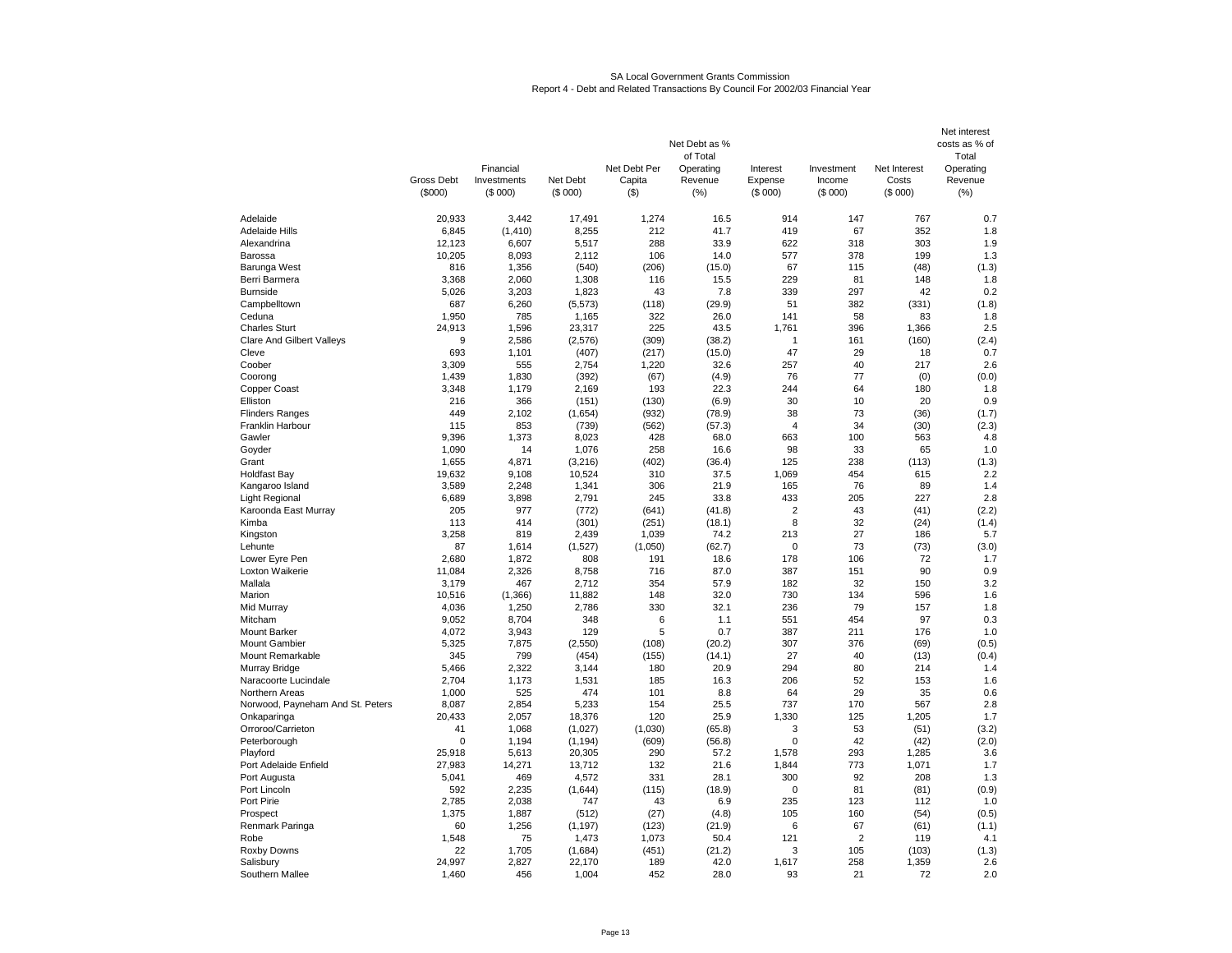SA Local Government Grants Commission
Report 4 - Debt and Related Transactions By Council For 2002/03 Financial Year

| | Gross Debt ($000) | Financial Investments ($ 000) | Net Debt ($ 000) | Net Debt Per Capita ($) | Net Debt as % of Total Operating Revenue (%) | Interest Expense ($ 000) | Investment Income ($ 000) | Net Interest Costs ($ 000) | Net interest costs as % of Total Operating Revenue (%) |
|---|---|---|---|---|---|---|---|---|---|
| Adelaide | 20,933 | 3,442 | 17,491 | 1,274 | 16.5 | 914 | 147 | 767 | 0.7 |
| Adelaide Hills | 6,845 | (1,410) | 8,255 | 212 | 41.7 | 419 | 67 | 352 | 1.8 |
| Alexandrina | 12,123 | 6,607 | 5,517 | 288 | 33.9 | 622 | 318 | 303 | 1.9 |
| Barossa | 10,205 | 8,093 | 2,112 | 106 | 14.0 | 577 | 378 | 199 | 1.3 |
| Barunga West | 816 | 1,356 | (540) | (206) | (15.0) | 67 | 115 | (48) | (1.3) |
| Berri Barmera | 3,368 | 2,060 | 1,308 | 116 | 15.5 | 229 | 81 | 148 | 1.8 |
| Burnside | 5,026 | 3,203 | 1,823 | 43 | 7.8 | 339 | 297 | 42 | 0.2 |
| Campbelltown | 687 | 6,260 | (5,573) | (118) | (29.9) | 51 | 382 | (331) | (1.8) |
| Ceduna | 1,950 | 785 | 1,165 | 322 | 26.0 | 141 | 58 | 83 | 1.8 |
| Charles Sturt | 24,913 | 1,596 | 23,317 | 225 | 43.5 | 1,761 | 396 | 1,366 | 2.5 |
| Clare And Gilbert Valleys | 9 | 2,586 | (2,576) | (309) | (38.2) | 1 | 161 | (160) | (2.4) |
| Cleve | 693 | 1,101 | (407) | (217) | (15.0) | 47 | 29 | 18 | 0.7 |
| Coober | 3,309 | 555 | 2,754 | 1,220 | 32.6 | 257 | 40 | 217 | 2.6 |
| Coorong | 1,439 | 1,830 | (392) | (67) | (4.9) | 76 | 77 | (0) | (0.0) |
| Copper Coast | 3,348 | 1,179 | 2,169 | 193 | 22.3 | 244 | 64 | 180 | 1.8 |
| Elliston | 216 | 366 | (151) | (130) | (6.9) | 30 | 10 | 20 | 0.9 |
| Flinders Ranges | 449 | 2,102 | (1,654) | (932) | (78.9) | 38 | 73 | (36) | (1.7) |
| Franklin Harbour | 115 | 853 | (739) | (562) | (57.3) | 4 | 34 | (30) | (2.3) |
| Gawler | 9,396 | 1,373 | 8,023 | 428 | 68.0 | 663 | 100 | 563 | 4.8 |
| Goyder | 1,090 | 14 | 1,076 | 258 | 16.6 | 98 | 33 | 65 | 1.0 |
| Grant | 1,655 | 4,871 | (3,216) | (402) | (36.4) | 125 | 238 | (113) | (1.3) |
| Holdfast Bay | 19,632 | 9,108 | 10,524 | 310 | 37.5 | 1,069 | 454 | 615 | 2.2 |
| Kangaroo Island | 3,589 | 2,248 | 1,341 | 306 | 21.9 | 165 | 76 | 89 | 1.4 |
| Light Regional | 6,689 | 3,898 | 2,791 | 245 | 33.8 | 433 | 205 | 227 | 2.8 |
| Karoonda East Murray | 205 | 977 | (772) | (641) | (41.8) | 2 | 43 | (41) | (2.2) |
| Kimba | 113 | 414 | (301) | (251) | (18.1) | 8 | 32 | (24) | (1.4) |
| Kingston | 3,258 | 819 | 2,439 | 1,039 | 74.2 | 213 | 27 | 186 | 5.7 |
| Lehunte | 87 | 1,614 | (1,527) | (1,050) | (62.7) | 0 | 73 | (73) | (3.0) |
| Lower Eyre Pen | 2,680 | 1,872 | 808 | 191 | 18.6 | 178 | 106 | 72 | 1.7 |
| Loxton Waikerie | 11,084 | 2,326 | 8,758 | 716 | 87.0 | 387 | 151 | 90 | 0.9 |
| Mallala | 3,179 | 467 | 2,712 | 354 | 57.9 | 182 | 32 | 150 | 3.2 |
| Marion | 10,516 | (1,366) | 11,882 | 148 | 32.0 | 730 | 134 | 596 | 1.6 |
| Mid Murray | 4,036 | 1,250 | 2,786 | 330 | 32.1 | 236 | 79 | 157 | 1.8 |
| Mitcham | 9,052 | 8,704 | 348 | 6 | 1.1 | 551 | 454 | 97 | 0.3 |
| Mount Barker | 4,072 | 3,943 | 129 | 5 | 0.7 | 387 | 211 | 176 | 1.0 |
| Mount Gambier | 5,325 | 7,875 | (2,550) | (108) | (20.2) | 307 | 376 | (69) | (0.5) |
| Mount Remarkable | 345 | 799 | (454) | (155) | (14.1) | 27 | 40 | (13) | (0.4) |
| Murray Bridge | 5,466 | 2,322 | 3,144 | 180 | 20.9 | 294 | 80 | 214 | 1.4 |
| Naracoorte Lucindale | 2,704 | 1,173 | 1,531 | 185 | 16.3 | 206 | 52 | 153 | 1.6 |
| Northern Areas | 1,000 | 525 | 474 | 101 | 8.8 | 64 | 29 | 35 | 0.6 |
| Norwood, Payneham And St. Peters | 8,087 | 2,854 | 5,233 | 154 | 25.5 | 737 | 170 | 567 | 2.8 |
| Onkaparinga | 20,433 | 2,057 | 18,376 | 120 | 25.9 | 1,330 | 125 | 1,205 | 1.7 |
| Orroroo/Carrieton | 41 | 1,068 | (1,027) | (1,030) | (65.8) | 3 | 53 | (51) | (3.2) |
| Peterborough | 0 | 1,194 | (1,194) | (609) | (56.8) | 0 | 42 | (42) | (2.0) |
| Playford | 25,918 | 5,613 | 20,305 | 290 | 57.2 | 1,578 | 293 | 1,285 | 3.6 |
| Port Adelaide Enfield | 27,983 | 14,271 | 13,712 | 132 | 21.6 | 1,844 | 773 | 1,071 | 1.7 |
| Port Augusta | 5,041 | 469 | 4,572 | 331 | 28.1 | 300 | 92 | 208 | 1.3 |
| Port Lincoln | 592 | 2,235 | (1,644) | (115) | (18.9) | 0 | 81 | (81) | (0.9) |
| Port Pirie | 2,785 | 2,038 | 747 | 43 | 6.9 | 235 | 123 | 112 | 1.0 |
| Prospect | 1,375 | 1,887 | (512) | (27) | (4.8) | 105 | 160 | (54) | (0.5) |
| Renmark Paringa | 60 | 1,256 | (1,197) | (123) | (21.9) | 6 | 67 | (61) | (1.1) |
| Robe | 1,548 | 75 | 1,473 | 1,073 | 50.4 | 121 | 2 | 119 | 4.1 |
| Roxby Downs | 22 | 1,705 | (1,684) | (451) | (21.2) | 3 | 105 | (103) | (1.3) |
| Salisbury | 24,997 | 2,827 | 22,170 | 189 | 42.0 | 1,617 | 258 | 1,359 | 2.6 |
| Southern Mallee | 1,460 | 456 | 1,004 | 452 | 28.0 | 93 | 21 | 72 | 2.0 |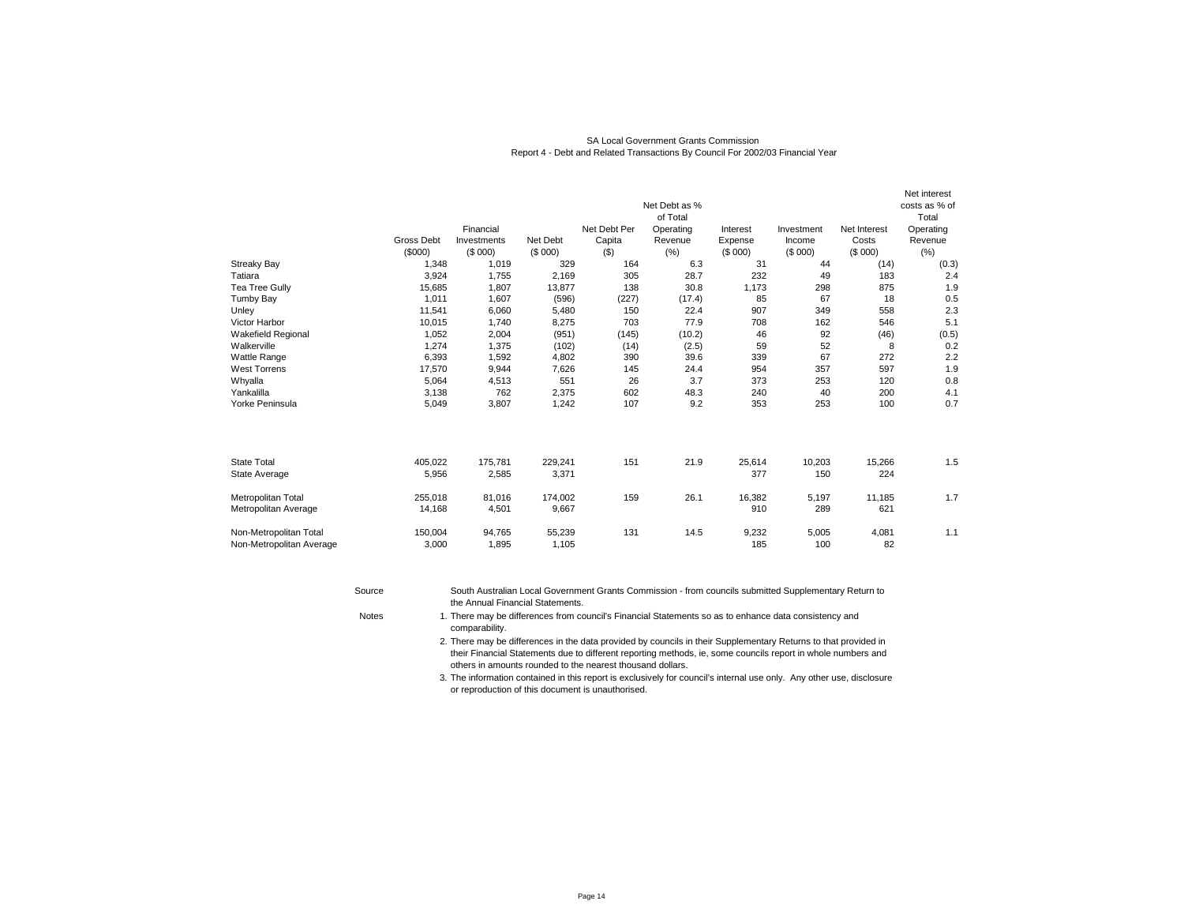SA Local Government Grants Commission
Report 4 - Debt and Related Transactions By Council For 2002/03 Financial Year

| | Gross Debt ($000) | Financial Investments ($ 000) | Net Debt ($ 000) | Net Debt Per Capita ($) | Net Debt as % of Total Operating Revenue (%) | Interest Expense ($ 000) | Investment Income ($ 000) | Net Interest Costs ($ 000) | Net interest costs as % of Total Operating Revenue (%) |
|---|---|---|---|---|---|---|---|---|---|
| Streaky Bay | 1,348 | 1,019 | 329 | 164 | 6.3 | 31 | 44 | (14) | (0.3) |
| Tatiara | 3,924 | 1,755 | 2,169 | 305 | 28.7 | 232 | 49 | 183 | 2.4 |
| Tea Tree Gully | 15,685 | 1,807 | 13,877 | 138 | 30.8 | 1,173 | 298 | 875 | 1.9 |
| Tumby Bay | 1,011 | 1,607 | (596) | (227) | (17.4) | 85 | 67 | 18 | 0.5 |
| Unley | 11,541 | 6,060 | 5,480 | 150 | 22.4 | 907 | 349 | 558 | 2.3 |
| Victor Harbor | 10,015 | 1,740 | 8,275 | 703 | 77.9 | 708 | 162 | 546 | 5.1 |
| Wakefield Regional | 1,052 | 2,004 | (951) | (145) | (10.2) | 46 | 92 | (46) | (0.5) |
| Walkerville | 1,274 | 1,375 | (102) | (14) | (2.5) | 59 | 52 | 8 | 0.2 |
| Wattle Range | 6,393 | 1,592 | 4,802 | 390 | 39.6 | 339 | 67 | 272 | 2.2 |
| West Torrens | 17,570 | 9,944 | 7,626 | 145 | 24.4 | 954 | 357 | 597 | 1.9 |
| Whyalla | 5,064 | 4,513 | 551 | 26 | 3.7 | 373 | 253 | 120 | 0.8 |
| Yankalilla | 3,138 | 762 | 2,375 | 602 | 48.3 | 240 | 40 | 200 | 4.1 |
| Yorke Peninsula | 5,049 | 3,807 | 1,242 | 107 | 9.2 | 353 | 253 | 100 | 0.7 |
| State Total | 405,022 | 175,781 | 229,241 | 151 | 21.9 | 25,614 | 10,203 | 15,266 | 1.5 |
| State Average | 5,956 | 2,585 | 3,371 | | | 377 | 150 | 224 | |
| Metropolitan Total | 255,018 | 81,016 | 174,002 | 159 | 26.1 | 16,382 | 5,197 | 11,185 | 1.7 |
| Metropolitan Average | 14,168 | 4,501 | 9,667 | | | 910 | 289 | 621 | |
| Non-Metropolitan Total | 150,004 | 94,765 | 55,239 | 131 | 14.5 | 9,232 | 5,005 | 4,081 | 1.1 |
| Non-Metropolitan Average | 3,000 | 1,895 | 1,105 | | | 185 | 100 | 82 | |

Source: South Australian Local Government Grants Commission - from councils submitted Supplementary Return to the Annual Financial Statements.

Notes:

1. There may be differences from council's Financial Statements so as to enhance data consistency and comparability.
2. There may be differences in the data provided by councils in their Supplementary Returns to that provided in their Financial Statements due to different reporting methods, ie, some councils report in whole numbers and others in amounts rounded to the nearest thousand dollars.
3. The information contained in this report is exclusively for council's internal use only. Any other use, disclosure or reproduction of this document is unauthorised.